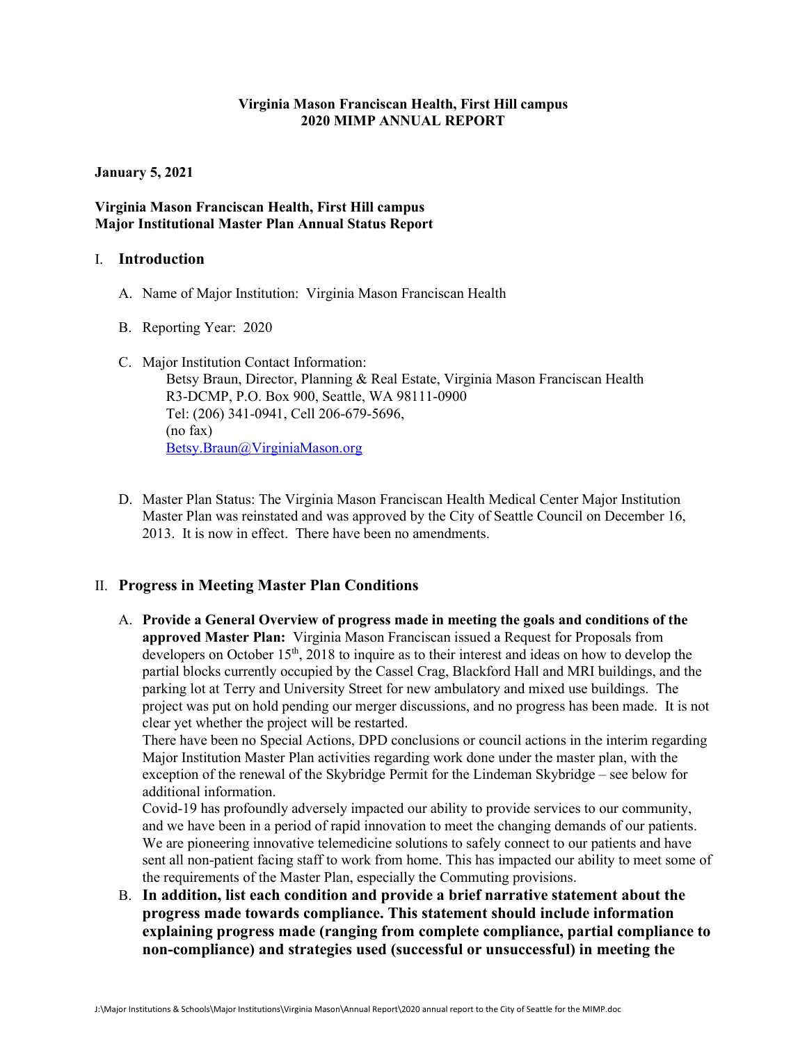**Virginia Mason Franciscan Health, First Hill campus**
**2020 MIMP ANNUAL REPORT**

**January 5, 2021**

**Virginia Mason Franciscan Health, First Hill campus**
**Major Institutional Master Plan Annual Status Report**

## I. Introduction

A. Name of Major Institution: Virginia Mason Franciscan Health

B. Reporting Year: 2020

C. Major Institution Contact Information:
Betsy Braun, Director, Planning & Real Estate, Virginia Mason Franciscan Health
R3-DCMP, P.O. Box 900, Seattle, WA 98111-0900
Tel: (206) 341-0941, Cell 206-679-5696,
(no fax)
Betsy.Braun@VirginiaMason.org

D. Master Plan Status: The Virginia Mason Franciscan Health Medical Center Major Institution Master Plan was reinstated and was approved by the City of Seattle Council on December 16, 2013. It is now in effect. There have been no amendments.

## II. Progress in Meeting Master Plan Conditions

A. **Provide a General Overview of progress made in meeting the goals and conditions of the approved Master Plan:** Virginia Mason Franciscan issued a Request for Proposals from developers on October 15th, 2018 to inquire as to their interest and ideas on how to develop the partial blocks currently occupied by the Cassel Crag, Blackford Hall and MRI buildings, and the parking lot at Terry and University Street for new ambulatory and mixed use buildings. The project was put on hold pending our merger discussions, and no progress has been made. It is not clear yet whether the project will be restarted.
There have been no Special Actions, DPD conclusions or council actions in the interim regarding Major Institution Master Plan activities regarding work done under the master plan, with the exception of the renewal of the Skybridge Permit for the Lindeman Skybridge – see below for additional information.
Covid-19 has profoundly adversely impacted our ability to provide services to our community, and we have been in a period of rapid innovation to meet the changing demands of our patients. We are pioneering innovative telemedicine solutions to safely connect to our patients and have sent all non-patient facing staff to work from home. This has impacted our ability to meet some of the requirements of the Master Plan, especially the Commuting provisions.

B. **In addition, list each condition and provide a brief narrative statement about the progress made towards compliance. This statement should include information explaining progress made (ranging from complete compliance, partial compliance to non-compliance) and strategies used (successful or unsuccessful) in meeting the**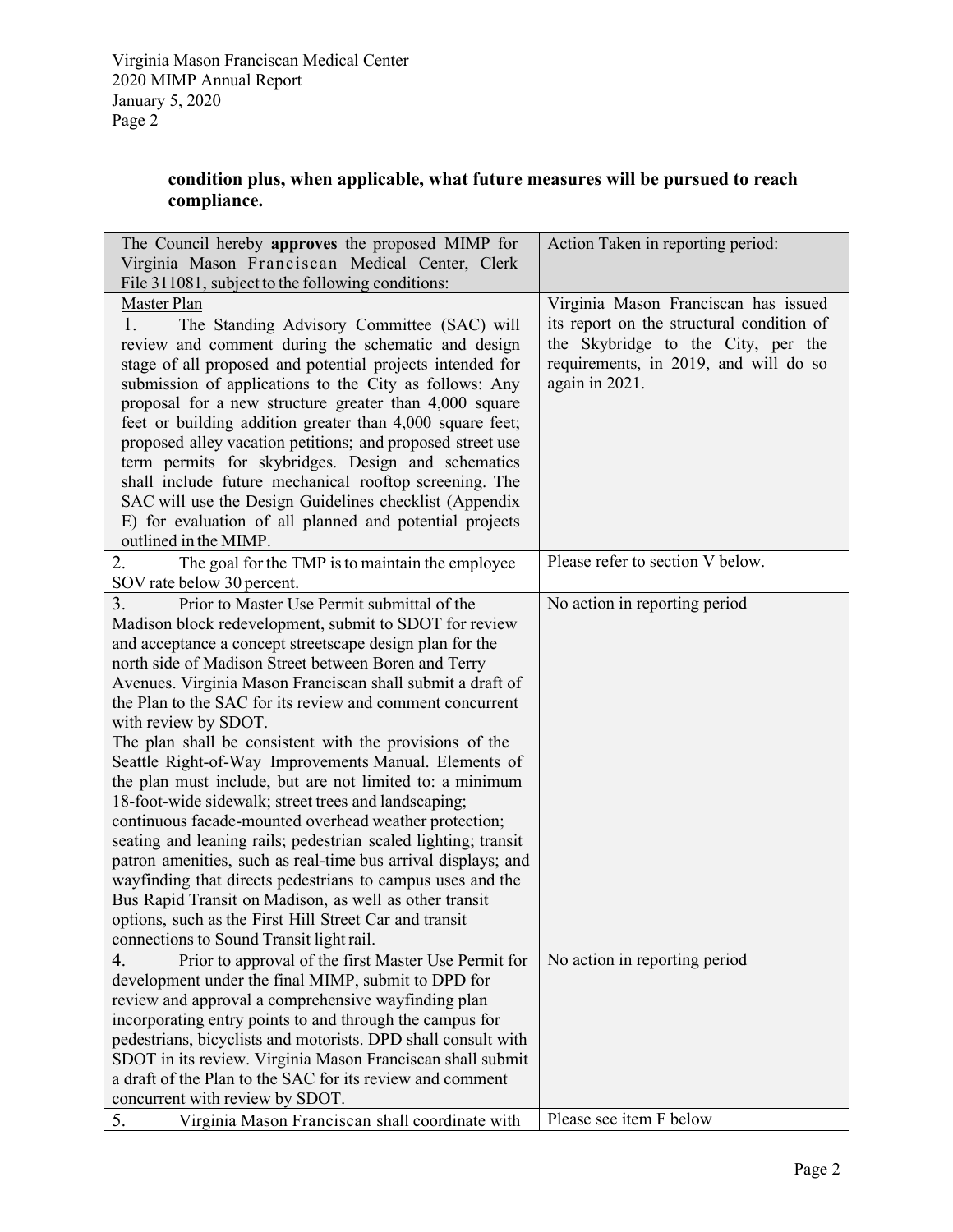**condition plus, when applicable, what future measures will be pursued to reach compliance.**

| The Council hereby **approves** the proposed MIMP for Virginia Mason Franciscan Medical Center, Clerk File 311081, subject to the following conditions: | Action Taken in reporting period: |
|---|---|
| Master Plan<br>1. The Standing Advisory Committee (SAC) will review and comment during the schematic and design stage of all proposed and potential projects intended for submission of applications to the City as follows: Any proposal for a new structure greater than 4,000 square feet or building addition greater than 4,000 square feet; proposed alley vacation petitions; and proposed street use term permits for skybridges. Design and schematics shall include future mechanical rooftop screening. The SAC will use the Design Guidelines checklist (Appendix E) for evaluation of all planned and potential projects outlined in the MIMP. | Virginia Mason Franciscan has issued its report on the structural condition of the Skybridge to the City, per the requirements, in 2019, and will do so again in 2021. |
| 2. The goal for the TMP is to maintain the employee SOV rate below 30 percent. | Please refer to section V below. |
| 3. Prior to Master Use Permit submittal of the Madison block redevelopment, submit to SDOT for review and acceptance a concept streetscape design plan for the north side of Madison Street between Boren and Terry Avenues. Virginia Mason Franciscan shall submit a draft of the Plan to the SAC for its review and comment concurrent with review by SDOT.<br>The plan shall be consistent with the provisions of the Seattle Right-of-Way Improvements Manual. Elements of the plan must include, but are not limited to: a minimum 18-foot-wide sidewalk; street trees and landscaping; continuous facade-mounted overhead weather protection; seating and leaning rails; pedestrian scaled lighting; transit patron amenities, such as real-time bus arrival displays; and wayfinding that directs pedestrians to campus uses and the Bus Rapid Transit on Madison, as well as other transit options, such as the First Hill Street Car and transit connections to Sound Transit light rail. | No action in reporting period |
| 4. Prior to approval of the first Master Use Permit for development under the final MIMP, submit to DPD for review and approval a comprehensive wayfinding plan incorporating entry points to and through the campus for pedestrians, bicyclists and motorists. DPD shall consult with SDOT in its review. Virginia Mason Franciscan shall submit a draft of the Plan to the SAC for its review and comment concurrent with review by SDOT. | No action in reporting period |
| 5. Virginia Mason Franciscan shall coordinate with | Please see item F below |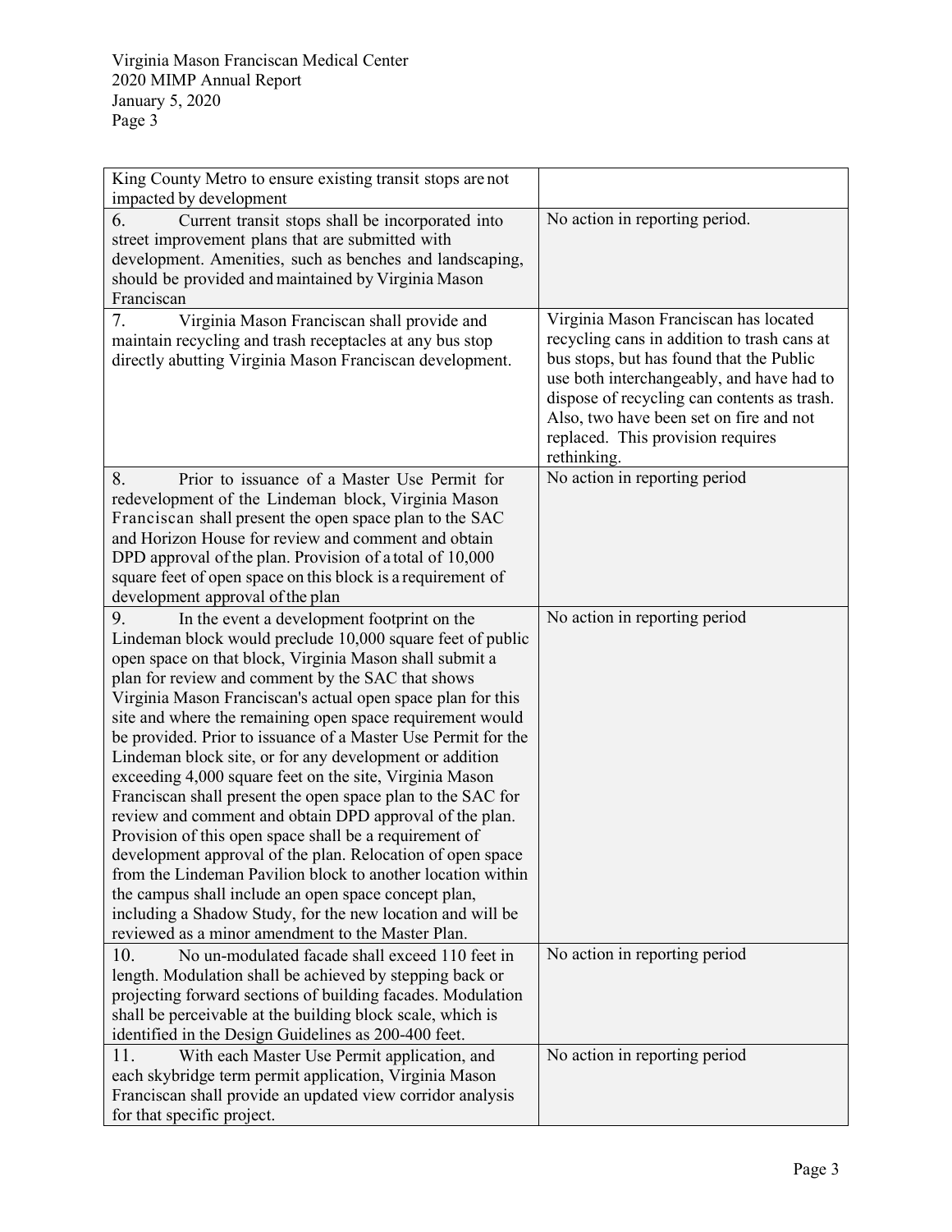| | |
|---|---|
| King County Metro to ensure existing transit stops are not impacted by development | |
| 6. Current transit stops shall be incorporated into street improvement plans that are submitted with development. Amenities, such as benches and landscaping, should be provided and maintained by Virginia Mason Franciscan | No action in reporting period. |
| 7. Virginia Mason Franciscan shall provide and maintain recycling and trash receptacles at any bus stop directly abutting Virginia Mason Franciscan development. | Virginia Mason Franciscan has located recycling cans in addition to trash cans at bus stops, but has found that the Public use both interchangeably, and have had to dispose of recycling can contents as trash. Also, two have been set on fire and not replaced. This provision requires rethinking. |
| 8. Prior to issuance of a Master Use Permit for redevelopment of the Lindeman block, Virginia Mason Franciscan shall present the open space plan to the SAC and Horizon House for review and comment and obtain DPD approval of the plan. Provision of a total of 10,000 square feet of open space on this block is a requirement of development approval of the plan | No action in reporting period |
| 9. In the event a development footprint on the Lindeman block would preclude 10,000 square feet of public open space on that block, Virginia Mason shall submit a plan for review and comment by the SAC that shows Virginia Mason Franciscan's actual open space plan for this site and where the remaining open space requirement would be provided. Prior to issuance of a Master Use Permit for the Lindeman block site, or for any development or addition exceeding 4,000 square feet on the site, Virginia Mason Franciscan shall present the open space plan to the SAC for review and comment and obtain DPD approval of the plan. Provision of this open space shall be a requirement of development approval of the plan. Relocation of open space from the Lindeman Pavilion block to another location within the campus shall include an open space concept plan, including a Shadow Study, for the new location and will be reviewed as a minor amendment to the Master Plan. | No action in reporting period |
| 10. No un-modulated facade shall exceed 110 feet in length. Modulation shall be achieved by stepping back or projecting forward sections of building facades. Modulation shall be perceivable at the building block scale, which is identified in the Design Guidelines as 200-400 feet. | No action in reporting period |
| 11. With each Master Use Permit application, and each skybridge term permit application, Virginia Mason Franciscan shall provide an updated view corridor analysis for that specific project. | No action in reporting period |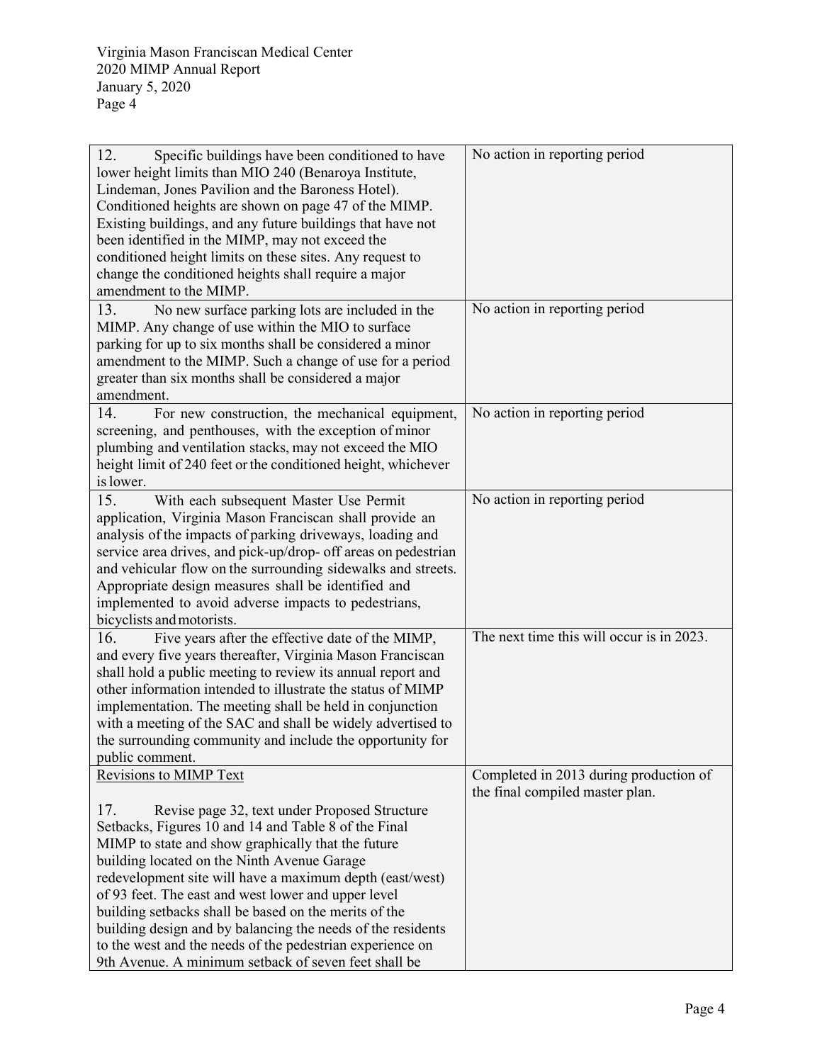| | |
|---|---|
| 12. Specific buildings have been conditioned to have lower height limits than MIO 240 (Benaroya Institute, Lindeman, Jones Pavilion and the Baroness Hotel). Conditioned heights are shown on page 47 of the MIMP. Existing buildings, and any future buildings that have not been identified in the MIMP, may not exceed the conditioned height limits on these sites. Any request to change the conditioned heights shall require a major amendment to the MIMP. | No action in reporting period |
| 13. No new surface parking lots are included in the MIMP. Any change of use within the MIO to surface parking for up to six months shall be considered a minor amendment to the MIMP. Such a change of use for a period greater than six months shall be considered a major amendment. | No action in reporting period |
| 14. For new construction, the mechanical equipment, screening, and penthouses, with the exception of minor plumbing and ventilation stacks, may not exceed the MIO height limit of 240 feet or the conditioned height, whichever is lower. | No action in reporting period |
| 15. With each subsequent Master Use Permit application, Virginia Mason Franciscan shall provide an analysis of the impacts of parking driveways, loading and service area drives, and pick-up/drop- off areas on pedestrian and vehicular flow on the surrounding sidewalks and streets. Appropriate design measures shall be identified and implemented to avoid adverse impacts to pedestrians, bicyclists and motorists. | No action in reporting period |
| 16. Five years after the effective date of the MIMP, and every five years thereafter, Virginia Mason Franciscan shall hold a public meeting to review its annual report and other information intended to illustrate the status of MIMP implementation. The meeting shall be held in conjunction with a meeting of the SAC and shall be widely advertised to the surrounding community and include the opportunity for public comment. | The next time this will occur is in 2023. |
| <u>Revisions to MIMP Text</u><br><br>17. Revise page 32, text under Proposed Structure Setbacks, Figures 10 and 14 and Table 8 of the Final MIMP to state and show graphically that the future building located on the Ninth Avenue Garage redevelopment site will have a maximum depth (east/west) of 93 feet. The east and west lower and upper level building setbacks shall be based on the merits of the building design and by balancing the needs of the residents to the west and the needs of the pedestrian experience on 9th Avenue. A minimum setback of seven feet shall be | Completed in 2013 during production of the final compiled master plan. |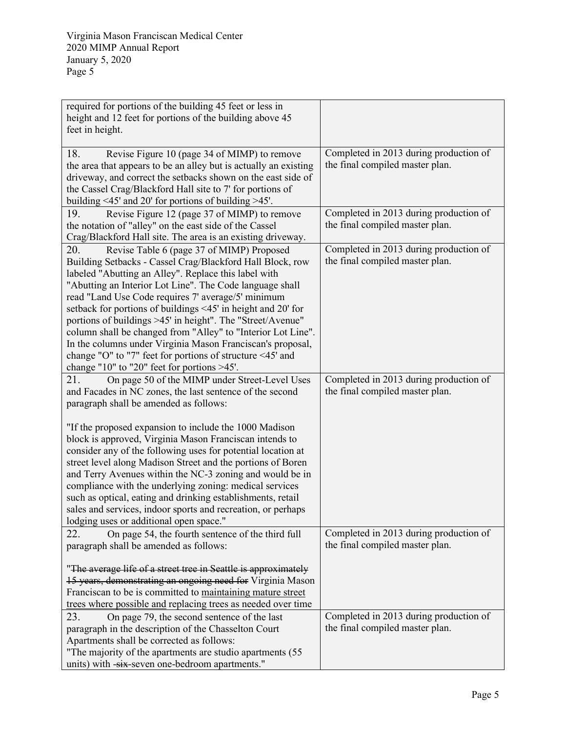| | |
|---|---|
| required for portions of the building 45 feet or less in height and 12 feet for portions of the building above 45 feet in height. | |
| 18. Revise Figure 10 (page 34 of MIMP) to remove the area that appears to be an alley but is actually an existing driveway, and correct the setbacks shown on the east side of the Cassel Crag/Blackford Hall site to 7' for portions of building <45' and 20' for portions of building >45'. | Completed in 2013 during production of the final compiled master plan. |
| 19. Revise Figure 12 (page 37 of MIMP) to remove the notation of "alley" on the east side of the Cassel Crag/Blackford Hall site. The area is an existing driveway. | Completed in 2013 during production of the final compiled master plan. |
| 20. Revise Table 6 (page 37 of MIMP) Proposed Building Setbacks - Cassel Crag/Blackford Hall Block, row labeled "Abutting an Alley". Replace this label with "Abutting an Interior Lot Line". The Code language shall read "Land Use Code requires 7' average/5' minimum setback for portions of buildings <45' in height and 20' for portions of buildings >45' in height". The "Street/Avenue" column shall be changed from "Alley" to "Interior Lot Line". In the columns under Virginia Mason Franciscan's proposal, change "O" to "7" feet for portions of structure <45' and change "10" to "20" feet for portions >45'. | Completed in 2013 during production of the final compiled master plan. |
| 21. On page 50 of the MIMP under Street-Level Uses and Facades in NC zones, the last sentence of the second paragraph shall be amended as follows:<br><br>"If the proposed expansion to include the 1000 Madison block is approved, Virginia Mason Franciscan intends to consider any of the following uses for potential location at street level along Madison Street and the portions of Boren and Terry Avenues within the NC-3 zoning and would be in compliance with the underlying zoning: medical services such as optical, eating and drinking establishments, retail sales and services, indoor sports and recreation, or perhaps lodging uses or additional open space." | Completed in 2013 during production of the final compiled master plan. |
| 22. On page 54, the fourth sentence of the third full paragraph shall be amended as follows:<br><br>"~~The average life of a street tree in Seattle is approximately 15 years, demonstrating an ongoing need for~~ Virginia Mason Franciscan to be is committed to <u>maintaining mature street trees where possible and</u> replacing trees as needed over time | Completed in 2013 during production of the final compiled master plan. |
| 23. On page 79, the second sentence of the last paragraph in the description of the Chasselton Court Apartments shall be corrected as follows:<br>"The majority of the apartments are studio apartments (55 units) with ~~six~~ seven one-bedroom apartments." | Completed in 2013 during production of the final compiled master plan. |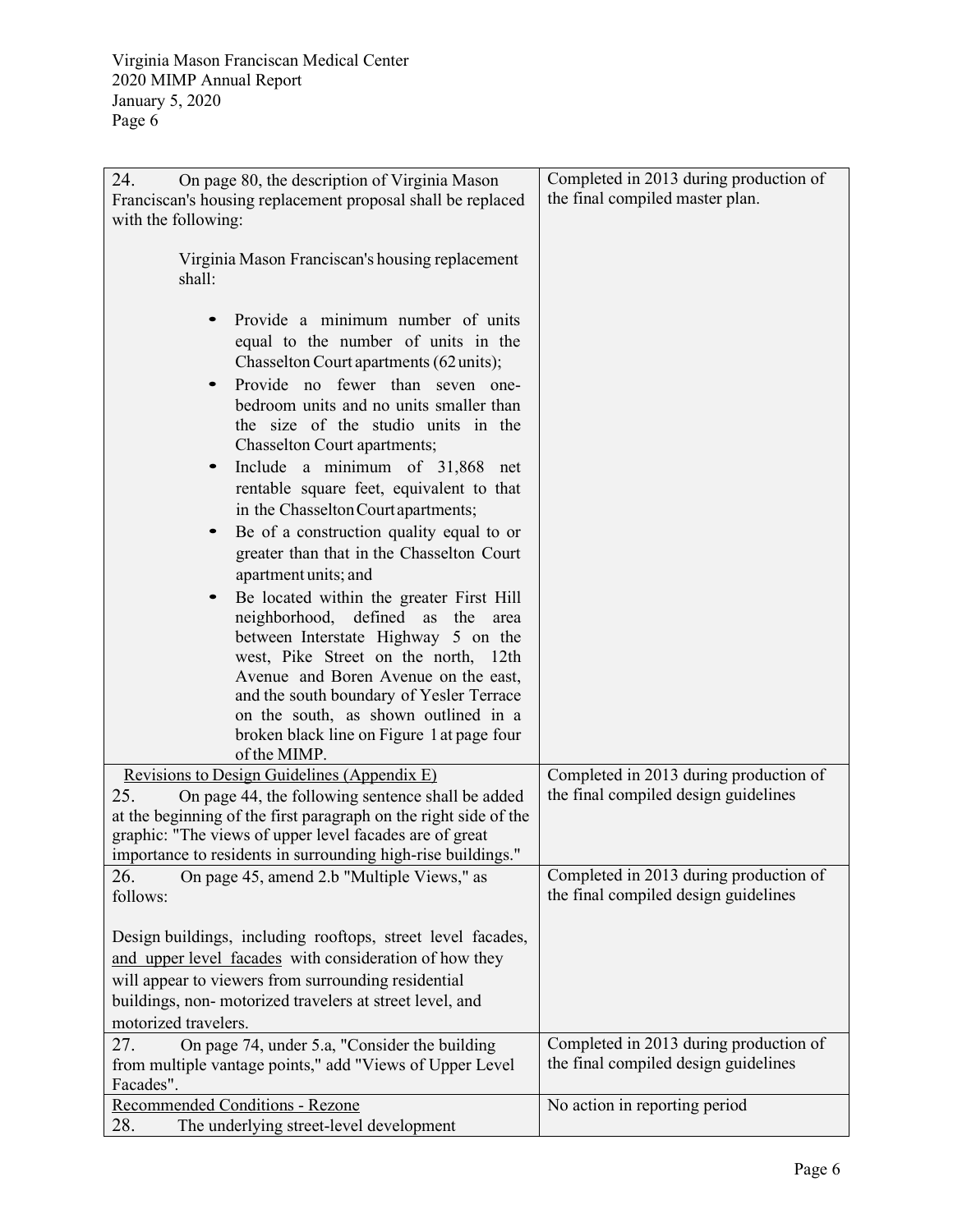| | |
|---|---|
| 24. On page 80, the description of Virginia Mason Franciscan's housing replacement proposal shall be replaced with the following:<br><br>Virginia Mason Franciscan's housing replacement shall:<br><br>• Provide a minimum number of units equal to the number of units in the Chasselton Court apartments (62 units);<br>• Provide no fewer than seven one-bedroom units and no units smaller than the size of the studio units in the Chasselton Court apartments;<br>• Include a minimum of 31,868 net rentable square feet, equivalent to that in the Chasselton Court apartments;<br>• Be of a construction quality equal to or greater than that in the Chasselton Court apartment units; and<br>• Be located within the greater First Hill neighborhood, defined as the area between Interstate Highway 5 on the west, Pike Street on the north, 12th Avenue and Boren Avenue on the east, and the south boundary of Yesler Terrace on the south, as shown outlined in a broken black line on Figure 1 at page four of the MIMP. | Completed in 2013 during production of the final compiled master plan. |
| <u>Revisions to Design Guidelines (Appendix E)</u><br>25. On page 44, the following sentence shall be added at the beginning of the first paragraph on the right side of the graphic: "The views of upper level facades are of great importance to residents in surrounding high-rise buildings." | Completed in 2013 during production of the final compiled design guidelines |
| 26. On page 45, amend 2.b "Multiple Views," as follows:<br><br>Design buildings, including rooftops, street level facades, <u>and upper level facades</u> with consideration of how they will appear to viewers from surrounding residential buildings, non- motorized travelers at street level, and motorized travelers. | Completed in 2013 during production of the final compiled design guidelines |
| 27. On page 74, under 5.a, "Consider the building from multiple vantage points," add "Views of Upper Level Facades". | Completed in 2013 during production of the final compiled design guidelines |
| <u>Recommended Conditions - Rezone</u><br>28. The underlying street-level development | No action in reporting period |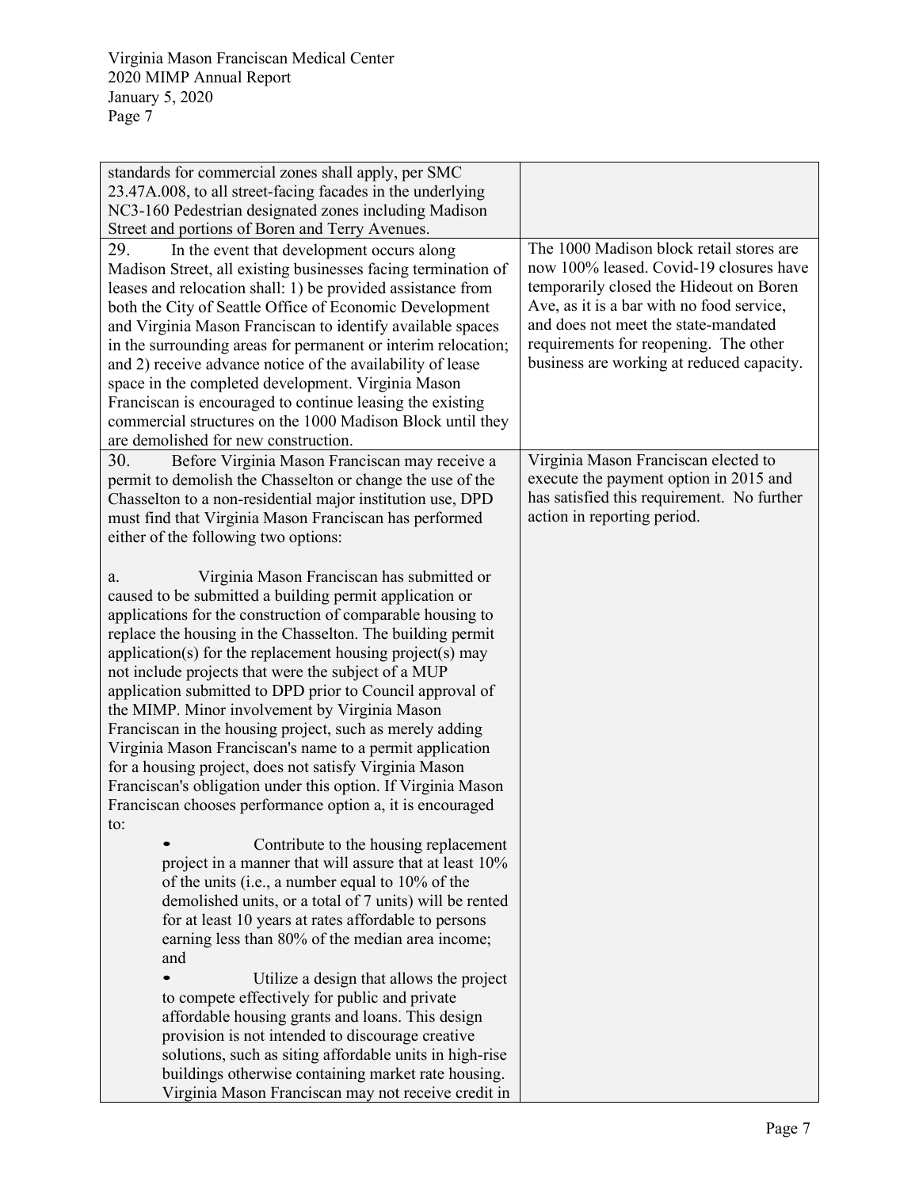| | |
|---|---|
| standards for commercial zones shall apply, per SMC 23.47A.008, to all street-facing facades in the underlying NC3-160 Pedestrian designated zones including Madison Street and portions of Boren and Terry Avenues. | |
| 29. In the event that development occurs along Madison Street, all existing businesses facing termination of leases and relocation shall: 1) be provided assistance from both the City of Seattle Office of Economic Development and Virginia Mason Franciscan to identify available spaces in the surrounding areas for permanent or interim relocation; and 2) receive advance notice of the availability of lease space in the completed development. Virginia Mason Franciscan is encouraged to continue leasing the existing commercial structures on the 1000 Madison Block until they are demolished for new construction. | The 1000 Madison block retail stores are now 100% leased. Covid-19 closures have temporarily closed the Hideout on Boren Ave, as it is a bar with no food service, and does not meet the state-mandated requirements for reopening. The other business are working at reduced capacity. |
| 30. Before Virginia Mason Franciscan may receive a permit to demolish the Chasselton or change the use of the Chasselton to a non-residential major institution use, DPD must find that Virginia Mason Franciscan has performed either of the following two options:<br><br>a. Virginia Mason Franciscan has submitted or caused to be submitted a building permit application or applications for the construction of comparable housing to replace the housing in the Chasselton. The building permit application(s) for the replacement housing project(s) may not include projects that were the subject of a MUP application submitted to DPD prior to Council approval of the MIMP. Minor involvement by Virginia Mason Franciscan in the housing project, such as merely adding Virginia Mason Franciscan's name to a permit application for a housing project, does not satisfy Virginia Mason Franciscan's obligation under this option. If Virginia Mason Franciscan chooses performance option a, it is encouraged to:<br><br>• Contribute to the housing replacement project in a manner that will assure that at least 10% of the units (i.e., a number equal to 10% of the demolished units, or a total of 7 units) will be rented for at least 10 years at rates affordable to persons earning less than 80% of the median area income; and<br><br>• Utilize a design that allows the project to compete effectively for public and private affordable housing grants and loans. This design provision is not intended to discourage creative solutions, such as siting affordable units in high-rise buildings otherwise containing market rate housing. Virginia Mason Franciscan may not receive credit in | Virginia Mason Franciscan elected to execute the payment option in 2015 and has satisfied this requirement. No further action in reporting period. |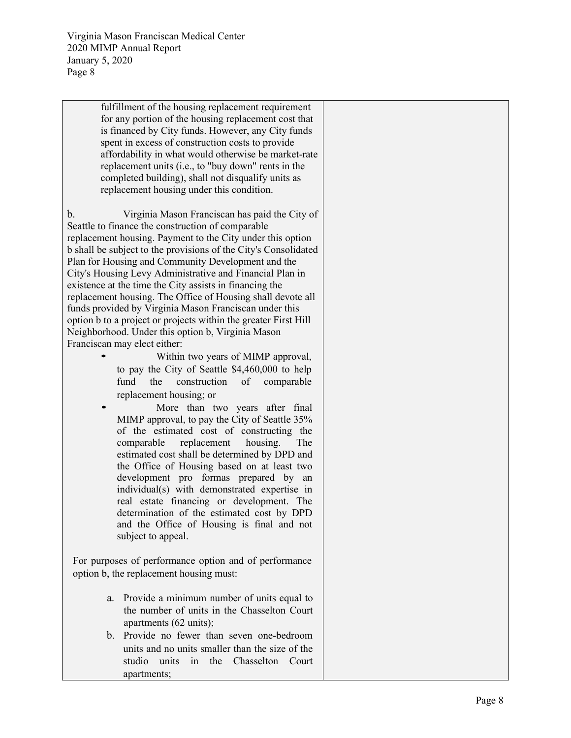| | |
|---|---|
| fulfillment of the housing replacement requirement for any portion of the housing replacement cost that is financed by City funds. However, any City funds spent in excess of construction costs to provide affordability in what would otherwise be market-rate replacement units (i.e., to "buy down" rents in the completed building), shall not disqualify units as replacement housing under this condition.<br><br>b. Virginia Mason Franciscan has paid the City of Seattle to finance the construction of comparable replacement housing. Payment to the City under this option b shall be subject to the provisions of the City's Consolidated Plan for Housing and Community Development and the City's Housing Levy Administrative and Financial Plan in existence at the time the City assists in financing the replacement housing. The Office of Housing shall devote all funds provided by Virginia Mason Franciscan under this option b to a project or projects within the greater First Hill Neighborhood. Under this option b, Virginia Mason Franciscan may elect either:<br>• Within two years of MIMP approval, to pay the City of Seattle $4,460,000 to help fund the construction of comparable replacement housing; or<br>• More than two years after final MIMP approval, to pay the City of Seattle 35% of the estimated cost of constructing the comparable replacement housing. The estimated cost shall be determined by DPD and the Office of Housing based on at least two development pro formas prepared by an individual(s) with demonstrated expertise in real estate financing or development. The determination of the estimated cost by DPD and the Office of Housing is final and not subject to appeal.<br><br>For purposes of performance option and of performance option b, the replacement housing must:<br><br>a. Provide a minimum number of units equal to the number of units in the Chasselton Court apartments (62 units);<br>b. Provide no fewer than seven one-bedroom units and no units smaller than the size of the studio units in the Chasselton Court apartments; | |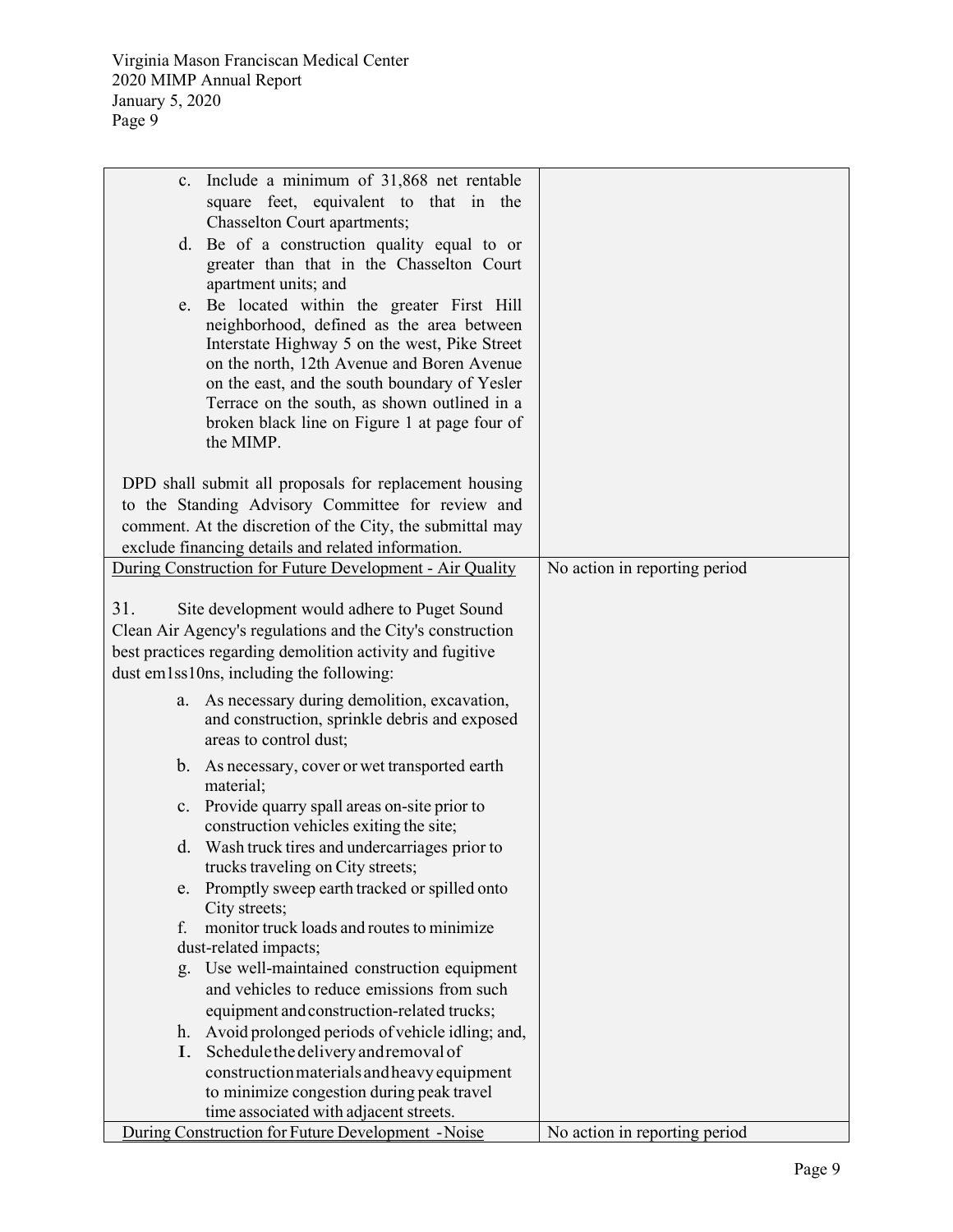| | |
|---|---|
| c. Include a minimum of 31,868 net rentable square feet, equivalent to that in the Chasselton Court apartments;<br>d. Be of a construction quality equal to or greater than that in the Chasselton Court apartment units; and<br>e. Be located within the greater First Hill neighborhood, defined as the area between Interstate Highway 5 on the west, Pike Street on the north, 12th Avenue and Boren Avenue on the east, and the south boundary of Yesler Terrace on the south, as shown outlined in a broken black line on Figure 1 at page four of the MIMP.<br><br>DPD shall submit all proposals for replacement housing to the Standing Advisory Committee for review and comment. At the discretion of the City, the submittal may exclude financing details and related information. | |
| <u>During Construction for Future Development - Air Quality</u><br><br>31. Site development would adhere to Puget Sound Clean Air Agency's regulations and the City's construction best practices regarding demolition activity and fugitive dust em1ss10ns, including the following:<br><br>a. As necessary during demolition, excavation, and construction, sprinkle debris and exposed areas to control dust;<br>b. As necessary, cover or wet transported earth material;<br>c. Provide quarry spall areas on-site prior to construction vehicles exiting the site;<br>d. Wash truck tires and undercarriages prior to trucks traveling on City streets;<br>e. Promptly sweep earth tracked or spilled onto City streets;<br>f. monitor truck loads and routes to minimize dust-related impacts;<br>g. Use well-maintained construction equipment and vehicles to reduce emissions from such equipment and construction-related trucks;<br>h. Avoid prolonged periods of vehicle idling; and,<br>I. Schedule the delivery and removal of construction materials and heavy equipment to minimize congestion during peak travel time associated with adjacent streets. | No action in reporting period |
| <u>During Construction for Future Development - Noise</u> | No action in reporting period |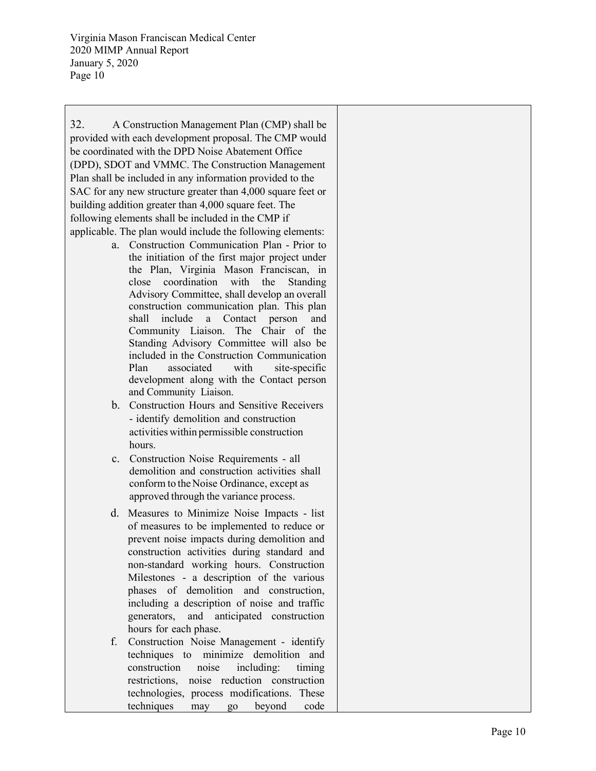| | |
|---|---|
| 32. A Construction Management Plan (CMP) shall be provided with each development proposal. The CMP would be coordinated with the DPD Noise Abatement Office (DPD), SDOT and VMMC. The Construction Management Plan shall be included in any information provided to the SAC for any new structure greater than 4,000 square feet or building addition greater than 4,000 square feet. The following elements shall be included in the CMP if applicable. The plan would include the following elements:<br>a. Construction Communication Plan - Prior to the initiation of the first major project under the Plan, Virginia Mason Franciscan, in close coordination with the Standing Advisory Committee, shall develop an overall construction communication plan. This plan shall include a Contact person and Community Liaison. The Chair of the Standing Advisory Committee will also be included in the Construction Communication Plan associated with site-specific development along with the Contact person and Community Liaison.<br>b. Construction Hours and Sensitive Receivers - identify demolition and construction activities within permissible construction hours.<br>c. Construction Noise Requirements - all demolition and construction activities shall conform to the Noise Ordinance, except as approved through the variance process.<br>d. Measures to Minimize Noise Impacts - list of measures to be implemented to reduce or prevent noise impacts during demolition and construction activities during standard and non-standard working hours. Construction Milestones - a description of the various phases of demolition and construction, including a description of noise and traffic generators, and anticipated construction hours for each phase.<br>f. Construction Noise Management - identify techniques to minimize demolition and construction noise including: timing restrictions, noise reduction construction technologies, process modifications. These techniques may go beyond code | |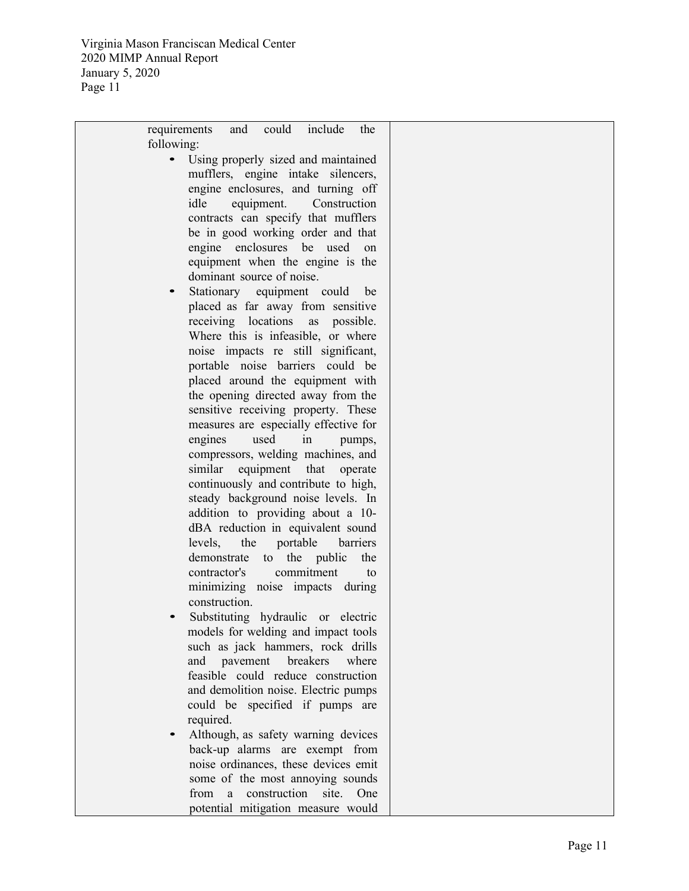| | |
|---|---|
| requirements and could include the following:<br>• Using properly sized and maintained mufflers, engine intake silencers, engine enclosures, and turning off idle equipment. Construction contracts can specify that mufflers be in good working order and that engine enclosures be used on equipment when the engine is the dominant source of noise.<br>• Stationary equipment could be placed as far away from sensitive receiving locations as possible. Where this is infeasible, or where noise impacts re still significant, portable noise barriers could be placed around the equipment with the opening directed away from the sensitive receiving property. These measures are especially effective for engines used in pumps, compressors, welding machines, and similar equipment that operate continuously and contribute to high, steady background noise levels. In addition to providing about a 10-dBA reduction in equivalent sound levels, the portable barriers demonstrate to the public the contractor's commitment to minimizing noise impacts during construction.<br>• Substituting hydraulic or electric models for welding and impact tools such as jack hammers, rock drills and pavement breakers where feasible could reduce construction and demolition noise. Electric pumps could be specified if pumps are required.<br>• Although, as safety warning devices back-up alarms are exempt from noise ordinances, these devices emit some of the most annoying sounds from a construction site. One potential mitigation measure would | |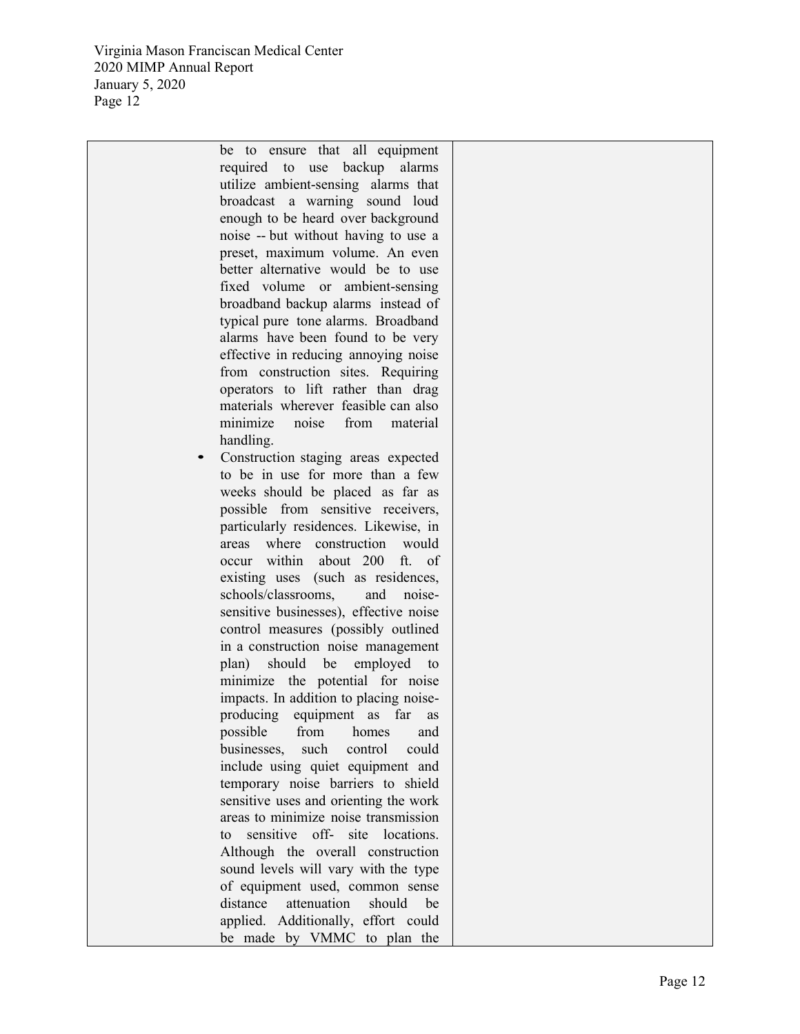| | | |
|---|---|---|
| | be to ensure that all equipment required to use backup alarms utilize ambient-sensing alarms that broadcast a warning sound loud enough to be heard over background noise -- but without having to use a preset, maximum volume. An even better alternative would be to use fixed volume or ambient-sensing broadband backup alarms instead of typical pure tone alarms. Broadband alarms have been found to be very effective in reducing annoying noise from construction sites. Requiring operators to lift rather than drag materials wherever feasible can also minimize noise from material handling.<br>• Construction staging areas expected to be in use for more than a few weeks should be placed as far as possible from sensitive receivers, particularly residences. Likewise, in areas where construction would occur within about 200 ft. of existing uses (such as residences, schools/classrooms, and noise-sensitive businesses), effective noise control measures (possibly outlined in a construction noise management plan) should be employed to minimize the potential for noise impacts. In addition to placing noise-producing equipment as far as possible from homes and businesses, such control could include using quiet equipment and temporary noise barriers to shield sensitive uses and orienting the work areas to minimize noise transmission to sensitive off- site locations. Although the overall construction sound levels will vary with the type of equipment used, common sense distance attenuation should be applied. Additionally, effort could be made by VMMC to plan the | |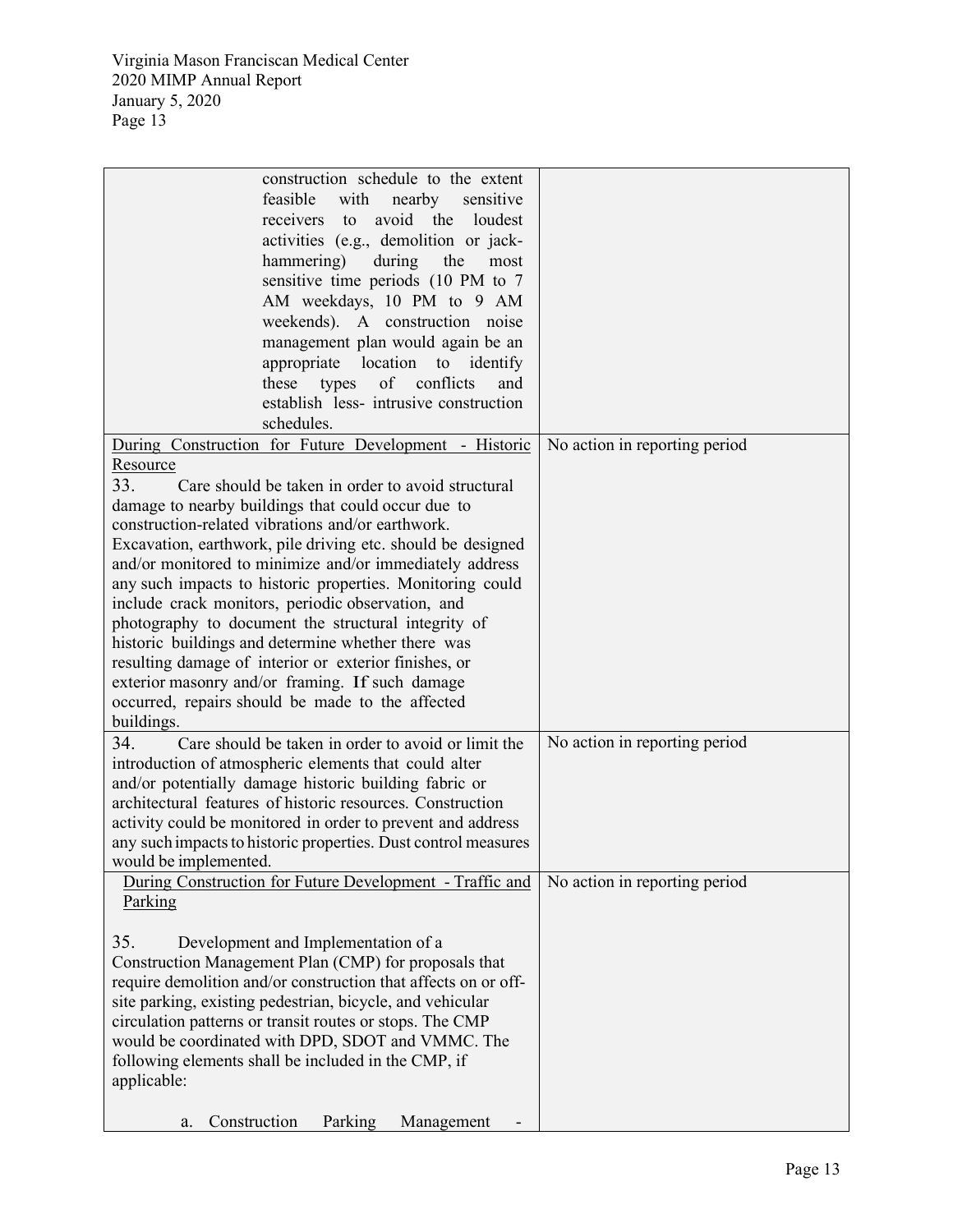| | |
|---|---|
| construction schedule to the extent feasible with nearby sensitive receivers to avoid the loudest activities (e.g., demolition or jack-hammering) during the most sensitive time periods (10 PM to 7 AM weekdays, 10 PM to 9 AM weekends). A construction noise management plan would again be an appropriate location to identify these types of conflicts and establish less- intrusive construction schedules. | |
| <u>During Construction for Future Development - Historic Resource</u><br>33. Care should be taken in order to avoid structural damage to nearby buildings that could occur due to construction-related vibrations and/or earthwork. Excavation, earthwork, pile driving etc. should be designed and/or monitored to minimize and/or immediately address any such impacts to historic properties. Monitoring could include crack monitors, periodic observation, and photography to document the structural integrity of historic buildings and determine whether there was resulting damage of interior or exterior finishes, or exterior masonry and/or framing. If such damage occurred, repairs should be made to the affected buildings. | No action in reporting period |
| 34. Care should be taken in order to avoid or limit the introduction of atmospheric elements that could alter and/or potentially damage historic building fabric or architectural features of historic resources. Construction activity could be monitored in order to prevent and address any such impacts to historic properties. Dust control measures would be implemented. | No action in reporting period |
| <u>During Construction for Future Development - Traffic and Parking</u><br><br>35. Development and Implementation of a Construction Management Plan (CMP) for proposals that require demolition and/or construction that affects on or off-site parking, existing pedestrian, bicycle, and vehicular circulation patterns or transit routes or stops. The CMP would be coordinated with DPD, SDOT and VMMC. The following elements shall be included in the CMP, if applicable:<br><br>a. Construction Parking Management - | No action in reporting period |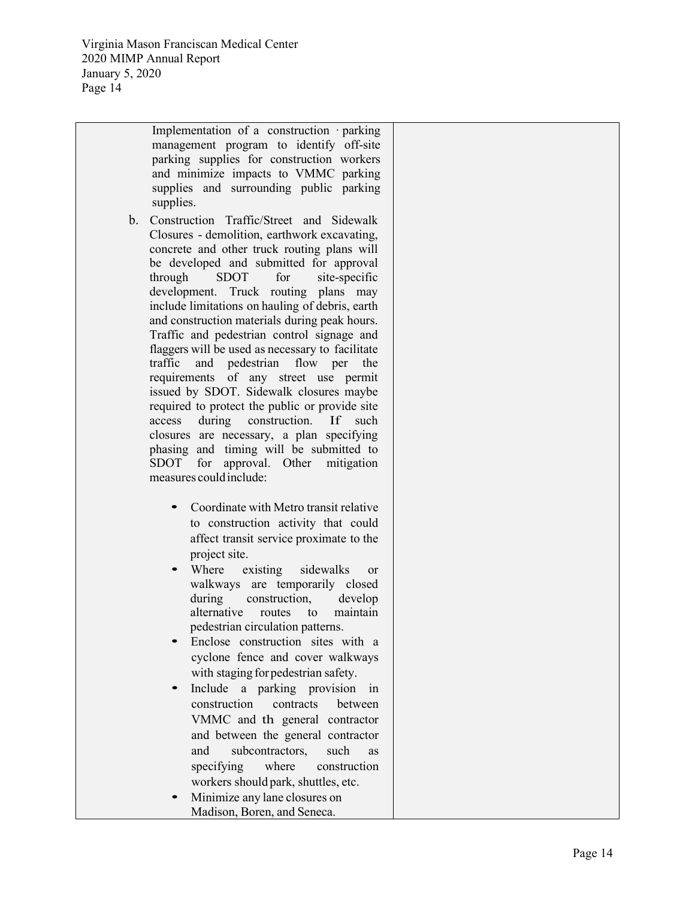| | |
|---|---|
| Implementation of a construction · parking management program to identify off-site parking supplies for construction workers and minimize impacts to VMMC parking supplies and surrounding public parking supplies.<br><br>b. Construction Traffic/Street and Sidewalk Closures - demolition, earthwork excavating, concrete and other truck routing plans will be developed and submitted for approval through SDOT for site-specific development. Truck routing plans may include limitations on hauling of debris, earth and construction materials during peak hours. Traffic and pedestrian control signage and flaggers will be used as necessary to facilitate traffic and pedestrian flow per the requirements of any street use permit issued by SDOT. Sidewalk closures maybe required to protect the public or provide site access during construction. If such closures are necessary, a plan specifying phasing and timing will be submitted to SDOT for approval. Other mitigation measures could include:<br><br>• Coordinate with Metro transit relative to construction activity that could affect transit service proximate to the project site.<br>• Where existing sidewalks or walkways are temporarily closed during construction, develop alternative routes to maintain pedestrian circulation patterns.<br>• Enclose construction sites with a cyclone fence and cover walkways with staging for pedestrian safety.<br>• Include a parking provision in construction contracts between VMMC and th general contractor and between the general contractor and subcontractors, such as specifying where construction workers should park, shuttles, etc.<br>• Minimize any lane closures on Madison, Boren, and Seneca. | |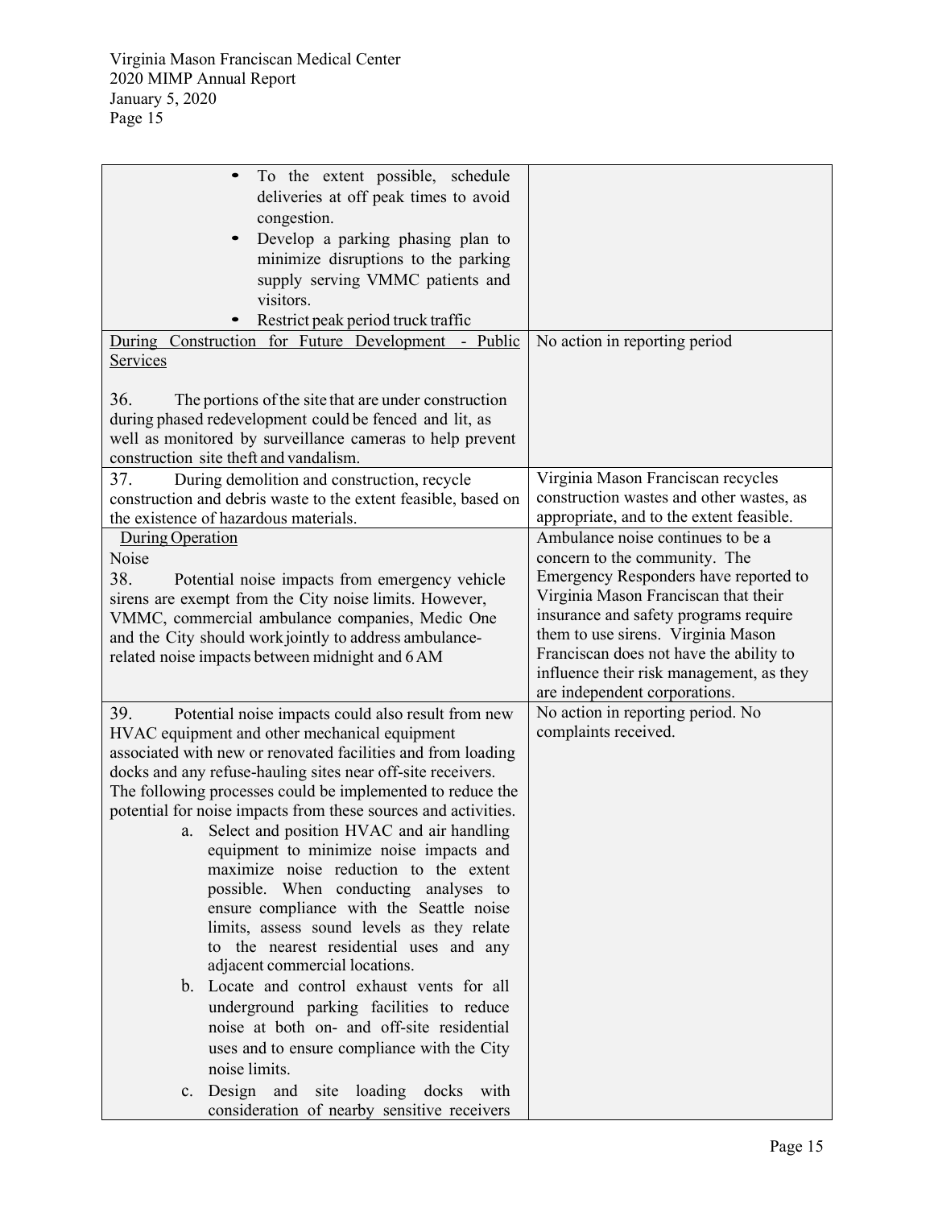| | |
|---|---|
| • To the extent possible, schedule deliveries at off peak times to avoid congestion.<br>• Develop a parking phasing plan to minimize disruptions to the parking supply serving VMMC patients and visitors.<br>• Restrict peak period truck traffic | |
| <u>During Construction for Future Development - Public Services</u><br><br>36. The portions of the site that are under construction during phased redevelopment could be fenced and lit, as well as monitored by surveillance cameras to help prevent construction site theft and vandalism. | No action in reporting period |
| 37. During demolition and construction, recycle construction and debris waste to the extent feasible, based on the existence of hazardous materials. | Virginia Mason Franciscan recycles construction wastes and other wastes, as appropriate, and to the extent feasible. |
| <u>During Operation</u><br>Noise<br>38. Potential noise impacts from emergency vehicle sirens are exempt from the City noise limits. However, VMMC, commercial ambulance companies, Medic One and the City should work jointly to address ambulance-related noise impacts between midnight and 6 AM | Ambulance noise continues to be a concern to the community. The Emergency Responders have reported to Virginia Mason Franciscan that their insurance and safety programs require them to use sirens. Virginia Mason Franciscan does not have the ability to influence their risk management, as they are independent corporations. |
| 39. Potential noise impacts could also result from new HVAC equipment and other mechanical equipment associated with new or renovated facilities and from loading docks and any refuse-hauling sites near off-site receivers. The following processes could be implemented to reduce the potential for noise impacts from these sources and activities.<br>a. Select and position HVAC and air handling equipment to minimize noise impacts and maximize noise reduction to the extent possible. When conducting analyses to ensure compliance with the Seattle noise limits, assess sound levels as they relate to the nearest residential uses and any adjacent commercial locations.<br>b. Locate and control exhaust vents for all underground parking facilities to reduce noise at both on- and off-site residential uses and to ensure compliance with the City noise limits.<br>c. Design and site loading docks with consideration of nearby sensitive receivers | No action in reporting period. No complaints received. |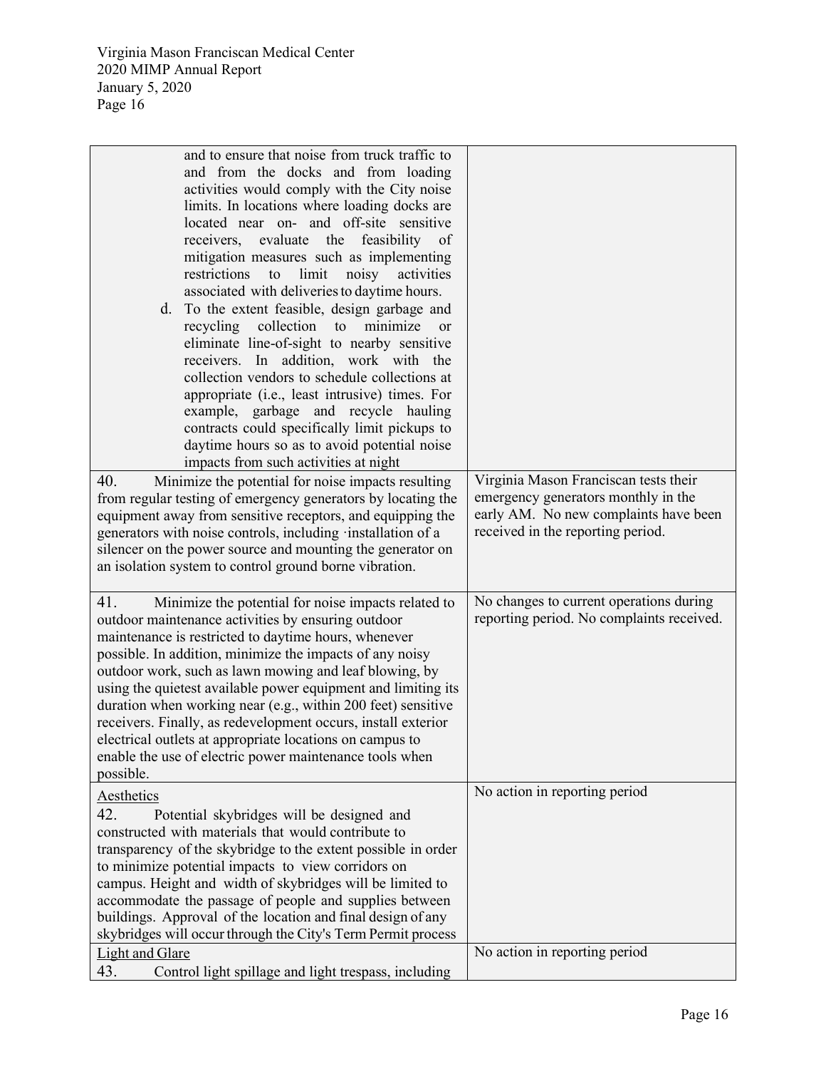| | |
|---|---|
| and to ensure that noise from truck traffic to and from the docks and from loading activities would comply with the City noise limits. In locations where loading docks are located near on- and off-site sensitive receivers, evaluate the feasibility of mitigation measures such as implementing restrictions to limit noisy activities associated with deliveries to daytime hours.<br>d. To the extent feasible, design garbage and recycling collection to minimize or eliminate line-of-sight to nearby sensitive receivers. In addition, work with the collection vendors to schedule collections at appropriate (i.e., least intrusive) times. For example, garbage and recycle hauling contracts could specifically limit pickups to daytime hours so as to avoid potential noise impacts from such activities at night | |
| 40. Minimize the potential for noise impacts resulting from regular testing of emergency generators by locating the equipment away from sensitive receptors, and equipping the generators with noise controls, including ·installation of a silencer on the power source and mounting the generator on an isolation system to control ground borne vibration. | Virginia Mason Franciscan tests their emergency generators monthly in the early AM. No new complaints have been received in the reporting period. |
| 41. Minimize the potential for noise impacts related to outdoor maintenance activities by ensuring outdoor maintenance is restricted to daytime hours, whenever possible. In addition, minimize the impacts of any noisy outdoor work, such as lawn mowing and leaf blowing, by using the quietest available power equipment and limiting its duration when working near (e.g., within 200 feet) sensitive receivers. Finally, as redevelopment occurs, install exterior electrical outlets at appropriate locations on campus to enable the use of electric power maintenance tools when possible. | No changes to current operations during reporting period. No complaints received. |
| Aesthetics<br>42. Potential skybridges will be designed and constructed with materials that would contribute to transparency of the skybridge to the extent possible in order to minimize potential impacts to view corridors on campus. Height and width of skybridges will be limited to accommodate the passage of people and supplies between buildings. Approval of the location and final design of any skybridges will occur through the City's Term Permit process | No action in reporting period |
| Light and Glare<br>43. Control light spillage and light trespass, including | No action in reporting period |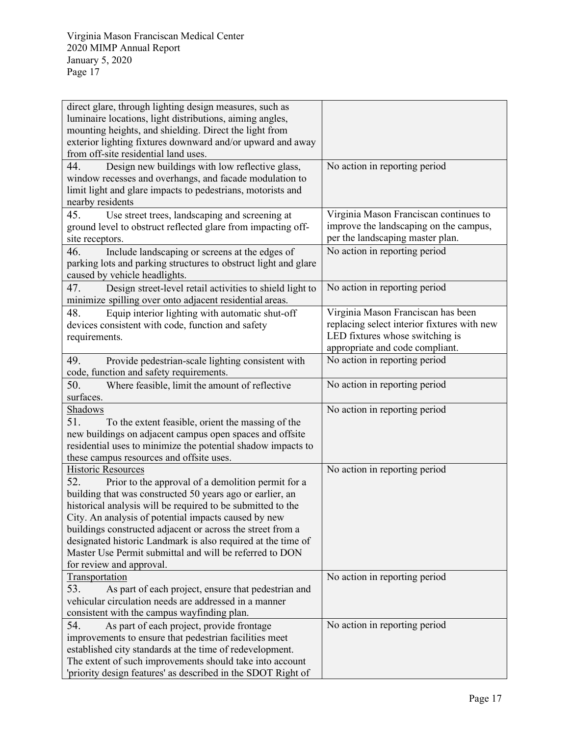| | |
|---|---|
| direct glare, through lighting design measures, such as luminaire locations, light distributions, aiming angles, mounting heights, and shielding. Direct the light from exterior lighting fixtures downward and/or upward and away from off-site residential land uses. | |
| 44. Design new buildings with low reflective glass, window recesses and overhangs, and facade modulation to limit light and glare impacts to pedestrians, motorists and nearby residents | No action in reporting period |
| 45. Use street trees, landscaping and screening at ground level to obstruct reflected glare from impacting off-site receptors. | Virginia Mason Franciscan continues to improve the landscaping on the campus, per the landscaping master plan. |
| 46. Include landscaping or screens at the edges of parking lots and parking structures to obstruct light and glare caused by vehicle headlights. | No action in reporting period |
| 47. Design street-level retail activities to shield light to minimize spilling over onto adjacent residential areas. | No action in reporting period |
| 48. Equip interior lighting with automatic shut-off devices consistent with code, function and safety requirements. | Virginia Mason Franciscan has been replacing select interior fixtures with new LED fixtures whose switching is appropriate and code compliant. |
| 49. Provide pedestrian-scale lighting consistent with code, function and safety requirements. | No action in reporting period |
| 50. Where feasible, limit the amount of reflective surfaces. | No action in reporting period |
| <u>Shadows</u><br>51. To the extent feasible, orient the massing of the new buildings on adjacent campus open spaces and offsite residential uses to minimize the potential shadow impacts to these campus resources and offsite uses. | No action in reporting period |
| <u>Historic Resources</u><br>52. Prior to the approval of a demolition permit for a building that was constructed 50 years ago or earlier, an historical analysis will be required to be submitted to the City. An analysis of potential impacts caused by new buildings constructed adjacent or across the street from a designated historic Landmark is also required at the time of Master Use Permit submittal and will be referred to DON for review and approval. | No action in reporting period |
| <u>Transportation</u><br>53. As part of each project, ensure that pedestrian and vehicular circulation needs are addressed in a manner consistent with the campus wayfinding plan. | No action in reporting period |
| 54. As part of each project, provide frontage improvements to ensure that pedestrian facilities meet established city standards at the time of redevelopment. The extent of such improvements should take into account 'priority design features' as described in the SDOT Right of | No action in reporting period |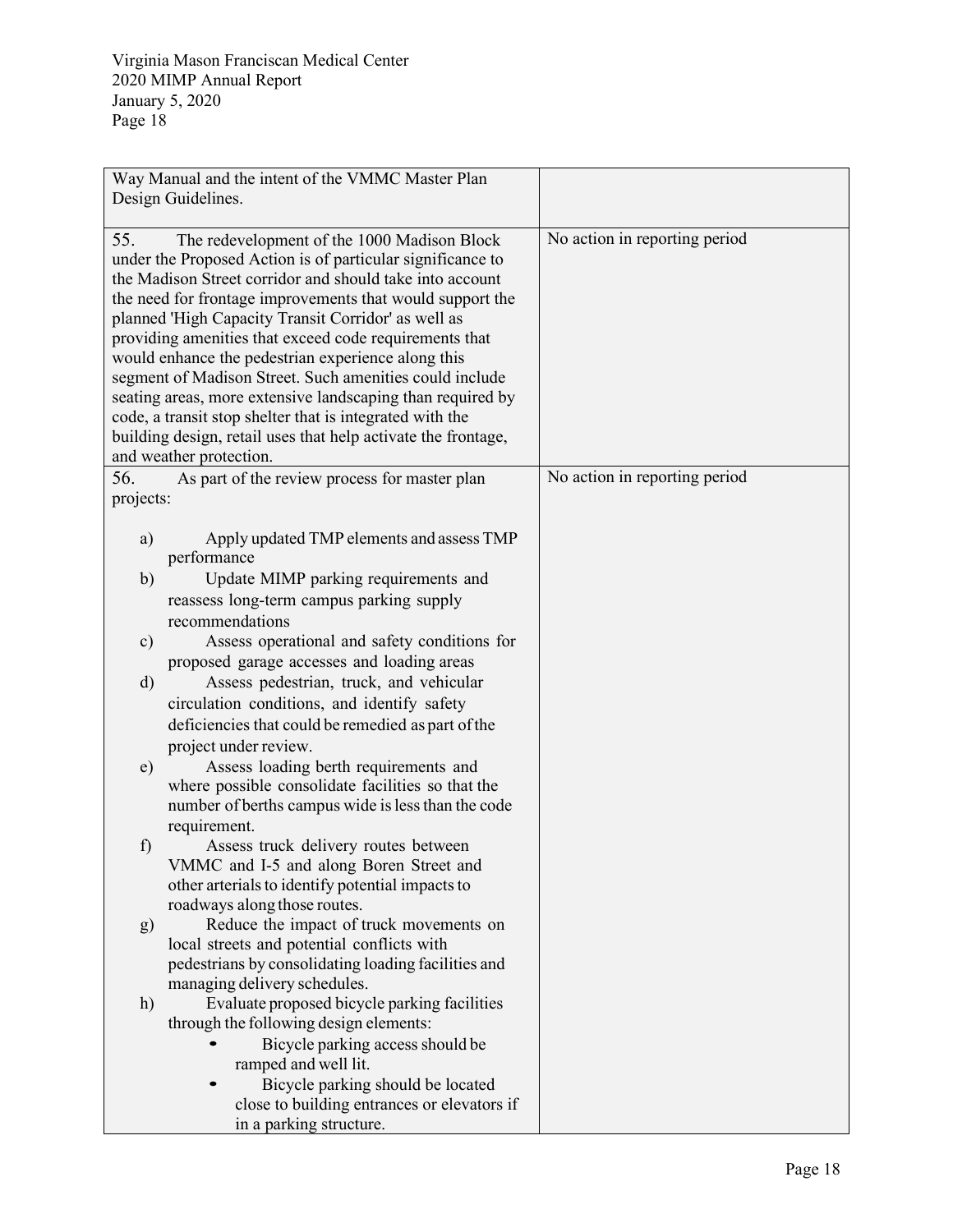| | |
|---|---|
| Way Manual and the intent of the VMMC Master Plan Design Guidelines. | |
| 55. The redevelopment of the 1000 Madison Block under the Proposed Action is of particular significance to the Madison Street corridor and should take into account the need for frontage improvements that would support the planned 'High Capacity Transit Corridor' as well as providing amenities that exceed code requirements that would enhance the pedestrian experience along this segment of Madison Street. Such amenities could include seating areas, more extensive landscaping than required by code, a transit stop shelter that is integrated with the building design, retail uses that help activate the frontage, and weather protection. | No action in reporting period |
| 56. As part of the review process for master plan projects:<br><br>a) Apply updated TMP elements and assess TMP performance<br>b) Update MIMP parking requirements and reassess long-term campus parking supply recommendations<br>c) Assess operational and safety conditions for proposed garage accesses and loading areas<br>d) Assess pedestrian, truck, and vehicular circulation conditions, and identify safety deficiencies that could be remedied as part of the project under review.<br>e) Assess loading berth requirements and where possible consolidate facilities so that the number of berths campus wide is less than the code requirement.<br>f) Assess truck delivery routes between VMMC and I-5 and along Boren Street and other arterials to identify potential impacts to roadways along those routes.<br>g) Reduce the impact of truck movements on local streets and potential conflicts with pedestrians by consolidating loading facilities and managing delivery schedules.<br>h) Evaluate proposed bicycle parking facilities through the following design elements:<br>• Bicycle parking access should be ramped and well lit.<br>• Bicycle parking should be located close to building entrances or elevators if in a parking structure. | No action in reporting period |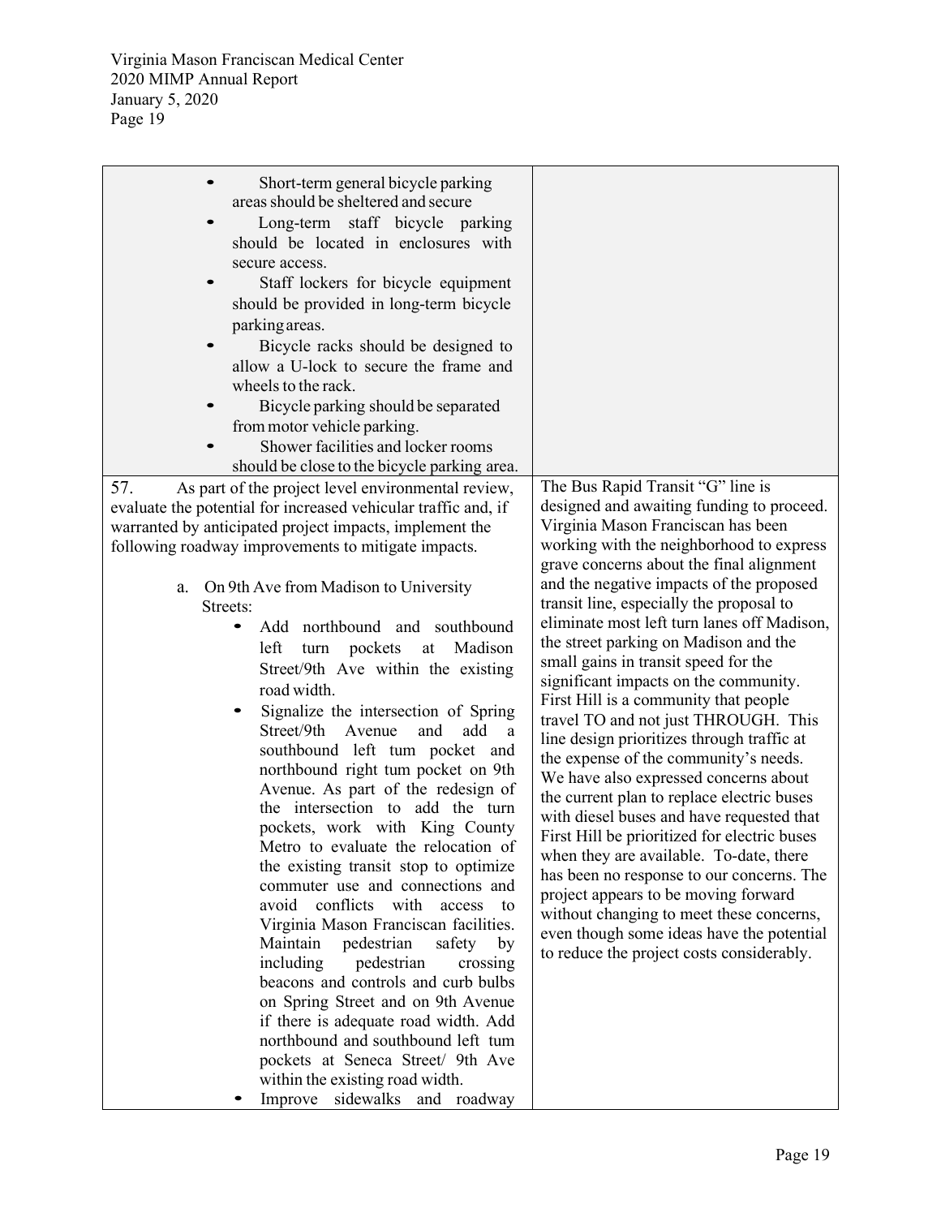| | |
|---|---|
| • Short-term general bicycle parking areas should be sheltered and secure<br>• Long-term staff bicycle parking should be located in enclosures with secure access.<br>• Staff lockers for bicycle equipment should be provided in long-term bicycle parking areas.<br>• Bicycle racks should be designed to allow a U-lock to secure the frame and wheels to the rack.<br>• Bicycle parking should be separated from motor vehicle parking.<br>• Shower facilities and locker rooms should be close to the bicycle parking area. | |
| 57. As part of the project level environmental review, evaluate the potential for increased vehicular traffic and, if warranted by anticipated project impacts, implement the following roadway improvements to mitigate impacts.<br><br>a. On 9th Ave from Madison to University Streets:<br>• Add northbound and southbound left turn pockets at Madison Street/9th Ave within the existing road width.<br>• Signalize the intersection of Spring Street/9th Avenue and add a southbound left tum pocket and northbound right tum pocket on 9th Avenue. As part of the redesign of the intersection to add the turn pockets, work with King County Metro to evaluate the relocation of the existing transit stop to optimize commuter use and connections and avoid conflicts with access to Virginia Mason Franciscan facilities. Maintain pedestrian safety by including pedestrian crossing beacons and controls and curb bulbs on Spring Street and on 9th Avenue if there is adequate road width. Add northbound and southbound left tum pockets at Seneca Street/ 9th Ave within the existing road width.<br>• Improve sidewalks and roadway | The Bus Rapid Transit "G" line is designed and awaiting funding to proceed. Virginia Mason Franciscan has been working with the neighborhood to express grave concerns about the final alignment and the negative impacts of the proposed transit line, especially the proposal to eliminate most left turn lanes off Madison, the street parking on Madison and the small gains in transit speed for the significant impacts on the community. First Hill is a community that people travel TO and not just THROUGH. This line design prioritizes through traffic at the expense of the community's needs. We have also expressed concerns about the current plan to replace electric buses with diesel buses and have requested that First Hill be prioritized for electric buses when they are available. To-date, there has been no response to our concerns. The project appears to be moving forward without changing to meet these concerns, even though some ideas have the potential to reduce the project costs considerably. |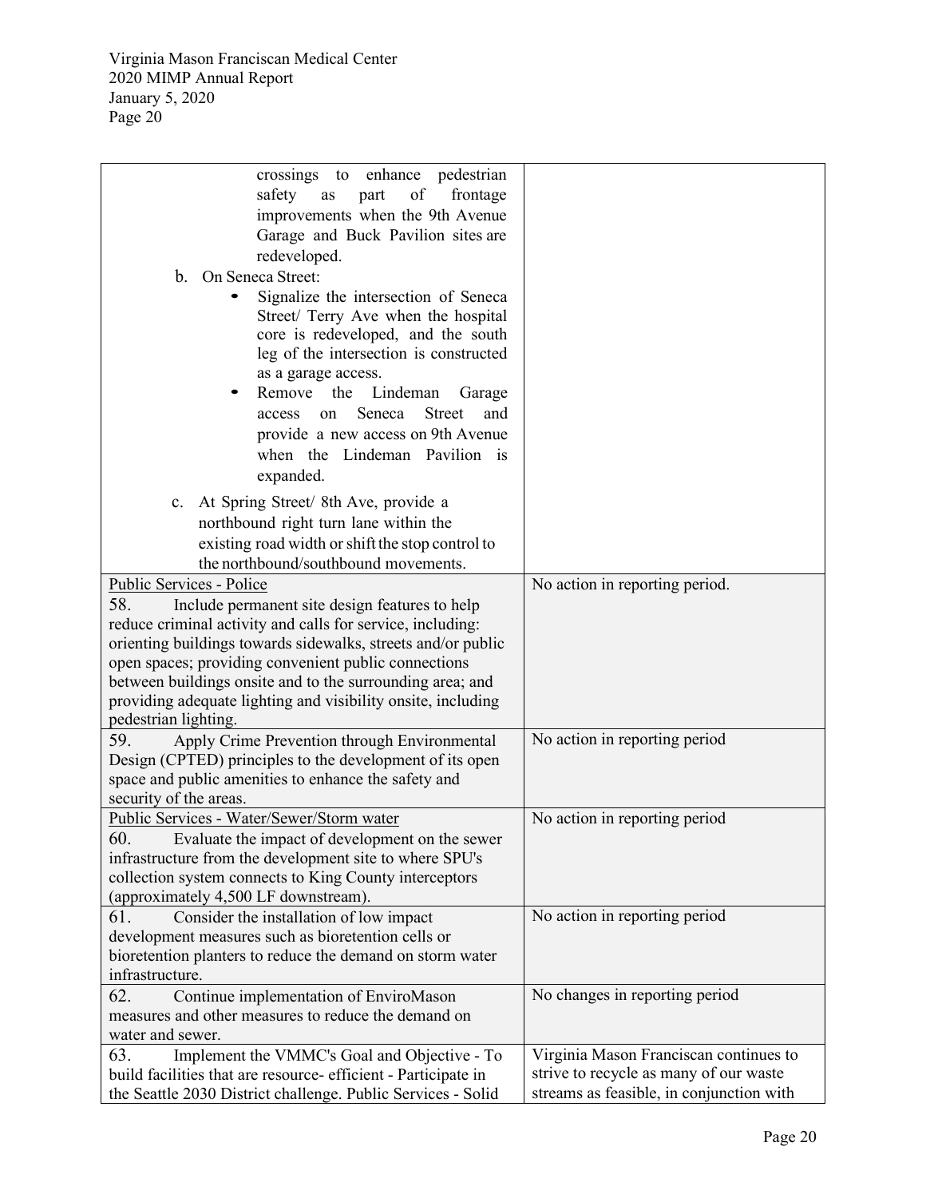| | |
|---|---|
| crossings to enhance pedestrian safety as part of frontage improvements when the 9th Avenue Garage and Buck Pavilion sites are redeveloped.<br>b. On Seneca Street:<br>• Signalize the intersection of Seneca Street/ Terry Ave when the hospital core is redeveloped, and the south leg of the intersection is constructed as a garage access.<br>• Remove the Lindeman Garage access on Seneca Street and provide a new access on 9th Avenue when the Lindeman Pavilion is expanded.<br>c. At Spring Street/ 8th Ave, provide a northbound right turn lane within the existing road width or shift the stop control to the northbound/southbound movements. | |
| Public Services - Police<br>58. Include permanent site design features to help reduce criminal activity and calls for service, including: orienting buildings towards sidewalks, streets and/or public open spaces; providing convenient public connections between buildings onsite and to the surrounding area; and providing adequate lighting and visibility onsite, including pedestrian lighting. | No action in reporting period. |
| 59. Apply Crime Prevention through Environmental Design (CPTED) principles to the development of its open space and public amenities to enhance the safety and security of the areas. | No action in reporting period |
| Public Services - Water/Sewer/Storm water<br>60. Evaluate the impact of development on the sewer infrastructure from the development site to where SPU's collection system connects to King County interceptors (approximately 4,500 LF downstream). | No action in reporting period |
| 61. Consider the installation of low impact development measures such as bioretention cells or bioretention planters to reduce the demand on storm water infrastructure. | No action in reporting period |
| 62. Continue implementation of EnviroMason measures and other measures to reduce the demand on water and sewer. | No changes in reporting period |
| 63. Implement the VMMC's Goal and Objective - To build facilities that are resource- efficient - Participate in the Seattle 2030 District challenge. Public Services - Solid | Virginia Mason Franciscan continues to strive to recycle as many of our waste streams as feasible, in conjunction with |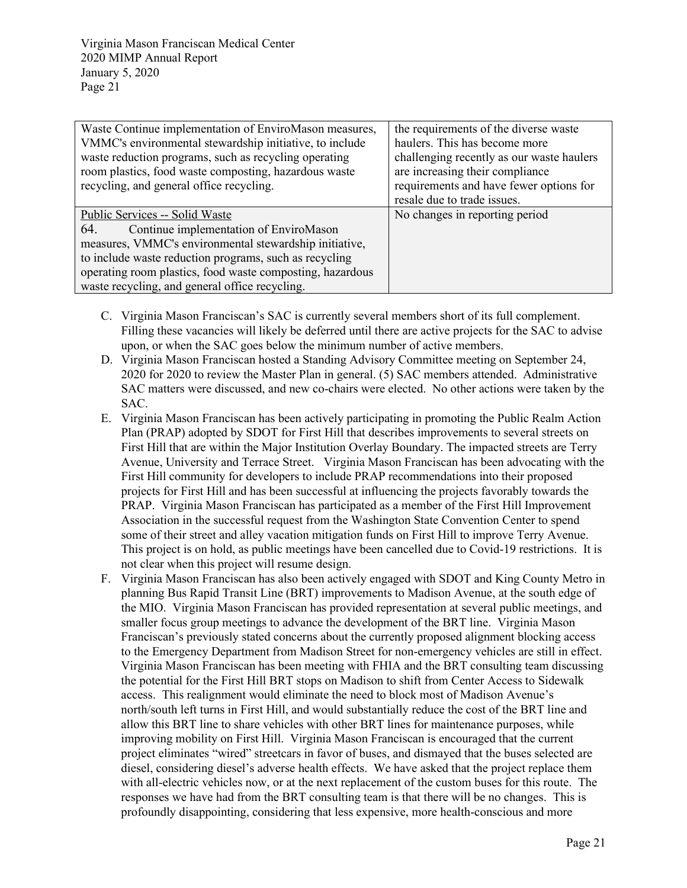| | |
|---|---|
| Waste Continue implementation of EnviroMason measures, VMMC's environmental stewardship initiative, to include waste reduction programs, such as recycling operating room plastics, food waste composting, hazardous waste recycling, and general office recycling. | the requirements of the diverse waste haulers. This has become more challenging recently as our waste haulers are increasing their compliance requirements and have fewer options for resale due to trade issues. |
| Public Services -- Solid Waste<br>64. Continue implementation of EnviroMason measures, VMMC's environmental stewardship initiative, to include waste reduction programs, such as recycling operating room plastics, food waste composting, hazardous waste recycling, and general office recycling. | No changes in reporting period |

C. Virginia Mason Franciscan's SAC is currently several members short of its full complement. Filling these vacancies will likely be deferred until there are active projects for the SAC to advise upon, or when the SAC goes below the minimum number of active members.

D. Virginia Mason Franciscan hosted a Standing Advisory Committee meeting on September 24, 2020 for 2020 to review the Master Plan in general. (5) SAC members attended. Administrative SAC matters were discussed, and new co-chairs were elected. No other actions were taken by the SAC.

E. Virginia Mason Franciscan has been actively participating in promoting the Public Realm Action Plan (PRAP) adopted by SDOT for First Hill that describes improvements to several streets on First Hill that are within the Major Institution Overlay Boundary. The impacted streets are Terry Avenue, University and Terrace Street. Virginia Mason Franciscan has been advocating with the First Hill community for developers to include PRAP recommendations into their proposed projects for First Hill and has been successful at influencing the projects favorably towards the PRAP. Virginia Mason Franciscan has participated as a member of the First Hill Improvement Association in the successful request from the Washington State Convention Center to spend some of their street and alley vacation mitigation funds on First Hill to improve Terry Avenue. This project is on hold, as public meetings have been cancelled due to Covid-19 restrictions. It is not clear when this project will resume design.

F. Virginia Mason Franciscan has also been actively engaged with SDOT and King County Metro in planning Bus Rapid Transit Line (BRT) improvements to Madison Avenue, at the south edge of the MIO. Virginia Mason Franciscan has provided representation at several public meetings, and smaller focus group meetings to advance the development of the BRT line. Virginia Mason Franciscan's previously stated concerns about the currently proposed alignment blocking access to the Emergency Department from Madison Street for non-emergency vehicles are still in effect. Virginia Mason Franciscan has been meeting with FHIA and the BRT consulting team discussing the potential for the First Hill BRT stops on Madison to shift from Center Access to Sidewalk access. This realignment would eliminate the need to block most of Madison Avenue's north/south left turns in First Hill, and would substantially reduce the cost of the BRT line and allow this BRT line to share vehicles with other BRT lines for maintenance purposes, while improving mobility on First Hill. Virginia Mason Franciscan is encouraged that the current project eliminates "wired" streetcars in favor of buses, and dismayed that the buses selected are diesel, considering diesel's adverse health effects. We have asked that the project replace them with all-electric vehicles now, or at the next replacement of the custom buses for this route. The responses we have had from the BRT consulting team is that there will be no changes. This is profoundly disappointing, considering that less expensive, more health-conscious and more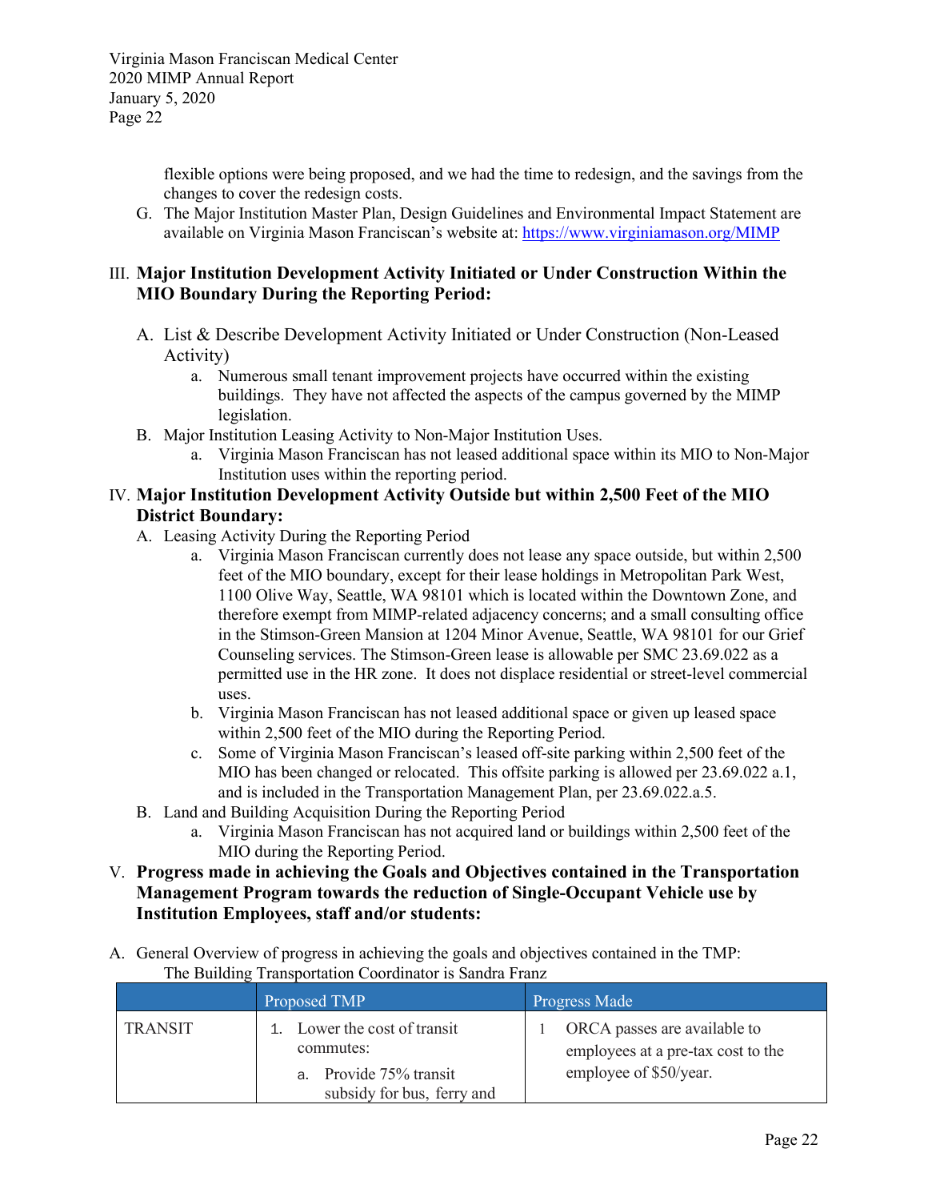flexible options were being proposed, and we had the time to redesign, and the savings from the changes to cover the redesign costs.

G. The Major Institution Master Plan, Design Guidelines and Environmental Impact Statement are available on Virginia Mason Franciscan's website at: https://www.virginiamason.org/MIMP

## III. Major Institution Development Activity Initiated or Under Construction Within the MIO Boundary During the Reporting Period:

A. List & Describe Development Activity Initiated or Under Construction (Non-Leased Activity)

a. Numerous small tenant improvement projects have occurred within the existing buildings. They have not affected the aspects of the campus governed by the MIMP legislation.

B. Major Institution Leasing Activity to Non-Major Institution Uses.

a. Virginia Mason Franciscan has not leased additional space within its MIO to Non-Major Institution uses within the reporting period.

## IV. Major Institution Development Activity Outside but within 2,500 Feet of the MIO District Boundary:

A. Leasing Activity During the Reporting Period

a. Virginia Mason Franciscan currently does not lease any space outside, but within 2,500 feet of the MIO boundary, except for their lease holdings in Metropolitan Park West, 1100 Olive Way, Seattle, WA 98101 which is located within the Downtown Zone, and therefore exempt from MIMP-related adjacency concerns; and a small consulting office in the Stimson-Green Mansion at 1204 Minor Avenue, Seattle, WA 98101 for our Grief Counseling services. The Stimson-Green lease is allowable per SMC 23.69.022 as a permitted use in the HR zone. It does not displace residential or street-level commercial uses.

b. Virginia Mason Franciscan has not leased additional space or given up leased space within 2,500 feet of the MIO during the Reporting Period.

c. Some of Virginia Mason Franciscan's leased off-site parking within 2,500 feet of the MIO has been changed or relocated. This offsite parking is allowed per 23.69.022 a.1, and is included in the Transportation Management Plan, per 23.69.022.a.5.

B. Land and Building Acquisition During the Reporting Period

a. Virginia Mason Franciscan has not acquired land or buildings within 2,500 feet of the MIO during the Reporting Period.

## V. Progress made in achieving the Goals and Objectives contained in the Transportation Management Program towards the reduction of Single-Occupant Vehicle use by Institution Employees, staff and/or students:

A. General Overview of progress in achieving the goals and objectives contained in the TMP:
The Building Transportation Coordinator is Sandra Franz

| | Proposed TMP | Progress Made |
|---|---|---|
| TRANSIT | 1. Lower the cost of transit commutes:<br>a. Provide 75% transit subsidy for bus, ferry and | 1 ORCA passes are available to employees at a pre-tax cost to the employee of $50/year. |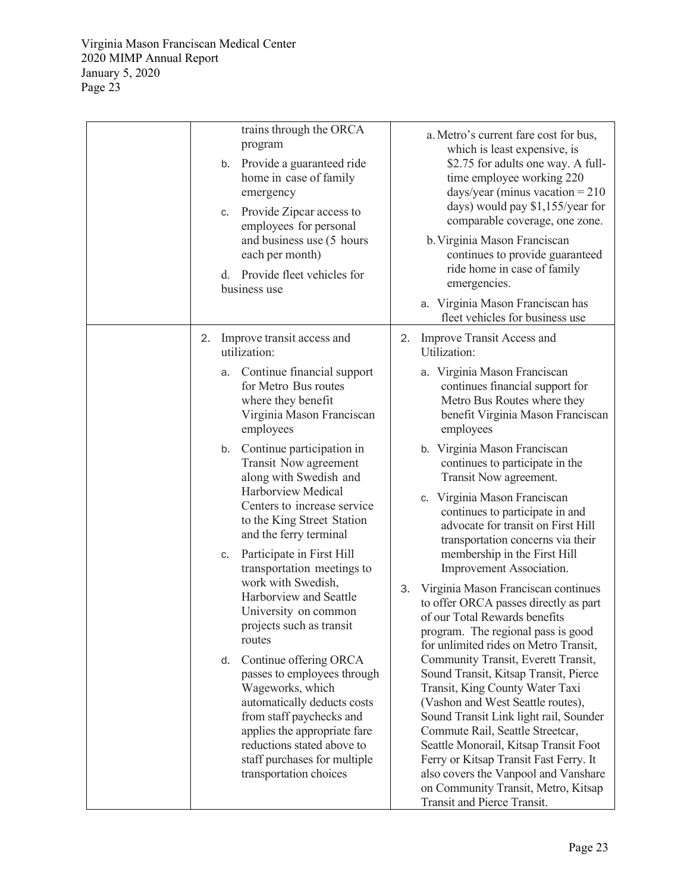| | | |
|---|---|---|
| | trains through the ORCA program<br>b. Provide a guaranteed ride home in case of family emergency<br>c. Provide Zipcar access to employees for personal and business use (5 hours each per month)<br>d. Provide fleet vehicles for business use | a. Metro's current fare cost for bus, which is least expensive, is \$2.75 for adults one way. A full-time employee working 220 days/year (minus vacation = 210 days) would pay \$1,155/year for comparable coverage, one zone.<br>b. Virginia Mason Franciscan continues to provide guaranteed ride home in case of family emergencies.<br>a. Virginia Mason Franciscan has fleet vehicles for business use |
| | 2. Improve transit access and utilization:<br>a. Continue financial support for Metro Bus routes where they benefit Virginia Mason Franciscan employees<br>b. Continue participation in Transit Now agreement along with Swedish and Harborview Medical Centers to increase service to the King Street Station and the ferry terminal<br>c. Participate in First Hill transportation meetings to work with Swedish, Harborview and Seattle University on common projects such as transit routes<br>d. Continue offering ORCA passes to employees through Wageworks, which automatically deducts costs from staff paychecks and applies the appropriate fare reductions stated above to staff purchases for multiple transportation choices | 2. Improve Transit Access and Utilization:<br>a. Virginia Mason Franciscan continues financial support for Metro Bus Routes where they benefit Virginia Mason Franciscan employees<br>b. Virginia Mason Franciscan continues to participate in the Transit Now agreement.<br>c. Virginia Mason Franciscan continues to participate in and advocate for transit on First Hill transportation concerns via their membership in the First Hill Improvement Association.<br>3. Virginia Mason Franciscan continues to offer ORCA passes directly as part of our Total Rewards benefits program. The regional pass is good for unlimited rides on Metro Transit, Community Transit, Everett Transit, Sound Transit, Kitsap Transit, Pierce Transit, King County Water Taxi (Vashon and West Seattle routes), Sound Transit Link light rail, Sounder Commute Rail, Seattle Streetcar, Seattle Monorail, Kitsap Transit Foot Ferry or Kitsap Transit Fast Ferry. It also covers the Vanpool and Vanshare on Community Transit, Metro, Kitsap Transit and Pierce Transit. |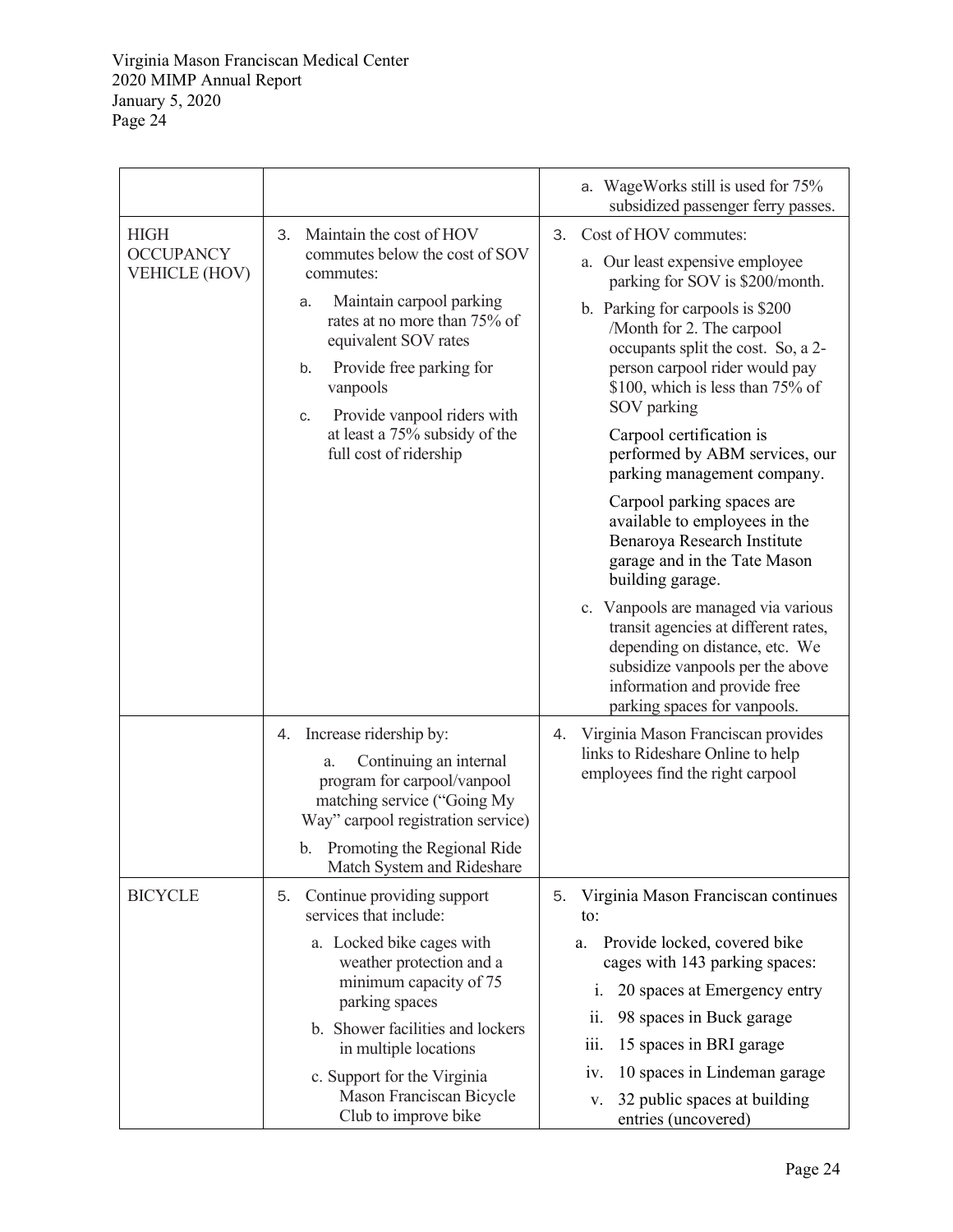| | | |
|---|---|---|
| | | a. WageWorks still is used for 75% subsidized passenger ferry passes. |
| HIGH OCCUPANCY VEHICLE (HOV) | 3. Maintain the cost of HOV commutes below the cost of SOV commutes:<br>a. Maintain carpool parking rates at no more than 75% of equivalent SOV rates<br>b. Provide free parking for vanpools<br>c. Provide vanpool riders with at least a 75% subsidy of the full cost of ridership | 3. Cost of HOV commutes:<br>a. Our least expensive employee parking for SOV is $200/month.<br>b. Parking for carpools is $200 /Month for 2. The carpool occupants split the cost. So, a 2-person carpool rider would pay $100, which is less than 75% of SOV parking<br>Carpool certification is performed by ABM services, our parking management company.<br>Carpool parking spaces are available to employees in the Benaroya Research Institute garage and in the Tate Mason building garage.<br>c. Vanpools are managed via various transit agencies at different rates, depending on distance, etc. We subsidize vanpools per the above information and provide free parking spaces for vanpools. |
| | 4. Increase ridership by:<br>a. Continuing an internal program for carpool/vanpool matching service ("Going My Way" carpool registration service)<br>b. Promoting the Regional Ride Match System and Rideshare | 4. Virginia Mason Franciscan provides links to Rideshare Online to help employees find the right carpool |
| BICYCLE | 5. Continue providing support services that include:<br>a. Locked bike cages with weather protection and a minimum capacity of 75 parking spaces<br>b. Shower facilities and lockers in multiple locations<br>c. Support for the Virginia Mason Franciscan Bicycle Club to improve bike | 5. Virginia Mason Franciscan continues to:<br>a. Provide locked, covered bike cages with 143 parking spaces:<br>i. 20 spaces at Emergency entry<br>ii. 98 spaces in Buck garage<br>iii. 15 spaces in BRI garage<br>iv. 10 spaces in Lindeman garage<br>v. 32 public spaces at building entries (uncovered) |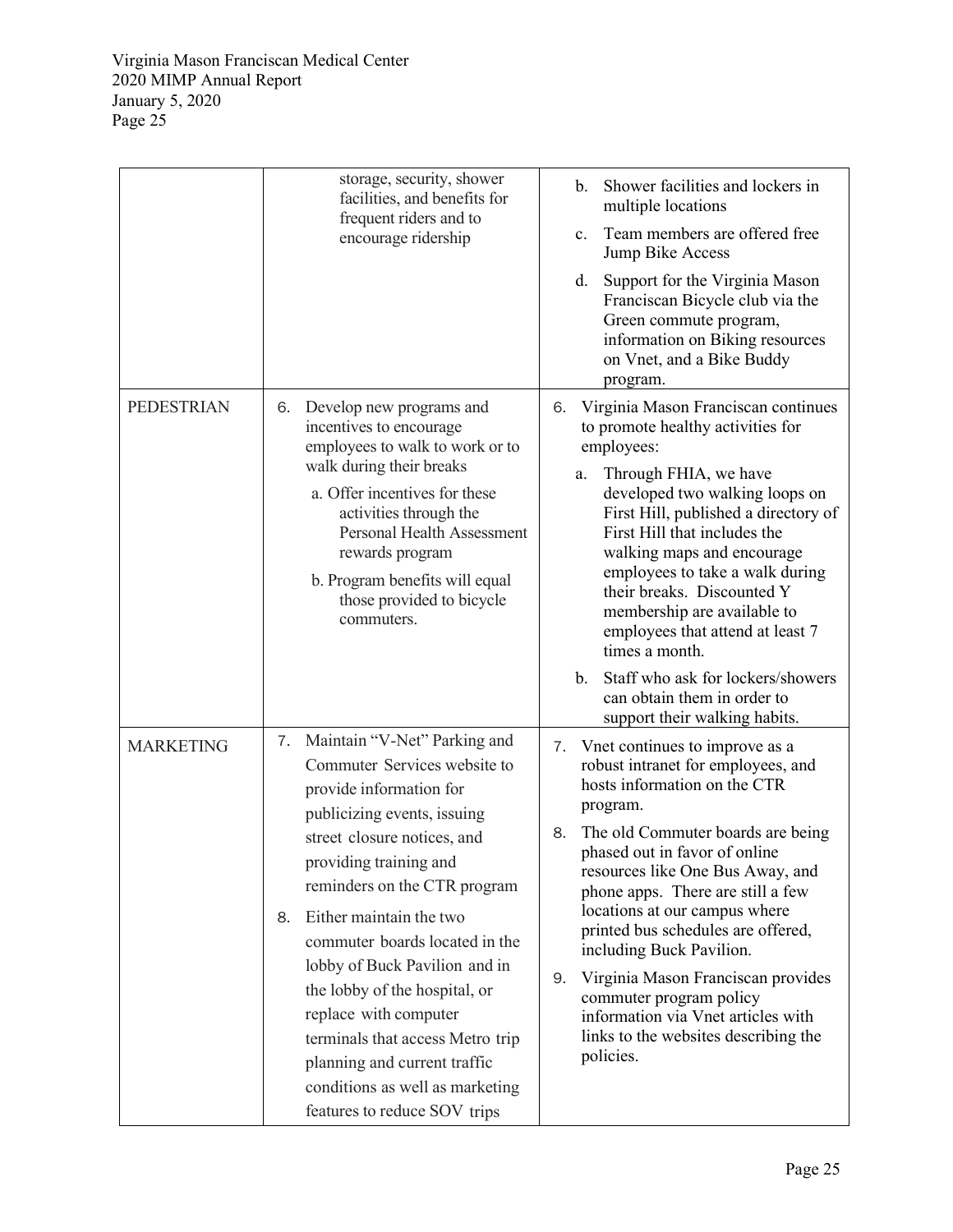| | | |
|---|---|---|
| | storage, security, shower facilities, and benefits for frequent riders and to encourage ridership | b. Shower facilities and lockers in multiple locations<br>c. Team members are offered free Jump Bike Access<br>d. Support for the Virginia Mason Franciscan Bicycle club via the Green commute program, information on Biking resources on Vnet, and a Bike Buddy program. |
| PEDESTRIAN | 6. Develop new programs and incentives to encourage employees to walk to work or to walk during their breaks<br>a. Offer incentives for these activities through the Personal Health Assessment rewards program<br>b. Program benefits will equal those provided to bicycle commuters. | 6. Virginia Mason Franciscan continues to promote healthy activities for employees:<br>a. Through FHIA, we have developed two walking loops on First Hill, published a directory of First Hill that includes the walking maps and encourage employees to take a walk during their breaks. Discounted Y membership are available to employees that attend at least 7 times a month.<br>b. Staff who ask for lockers/showers can obtain them in order to support their walking habits. |
| MARKETING | 7. Maintain "V-Net" Parking and Commuter Services website to provide information for publicizing events, issuing street closure notices, and providing training and reminders on the CTR program<br>8. Either maintain the two commuter boards located in the lobby of Buck Pavilion and in the lobby of the hospital, or replace with computer terminals that access Metro trip planning and current traffic conditions as well as marketing features to reduce SOV trips | 7. Vnet continues to improve as a robust intranet for employees, and hosts information on the CTR program.<br>8. The old Commuter boards are being phased out in favor of online resources like One Bus Away, and phone apps. There are still a few locations at our campus where printed bus schedules are offered, including Buck Pavilion.<br>9. Virginia Mason Franciscan provides commuter program policy information via Vnet articles with links to the websites describing the policies. |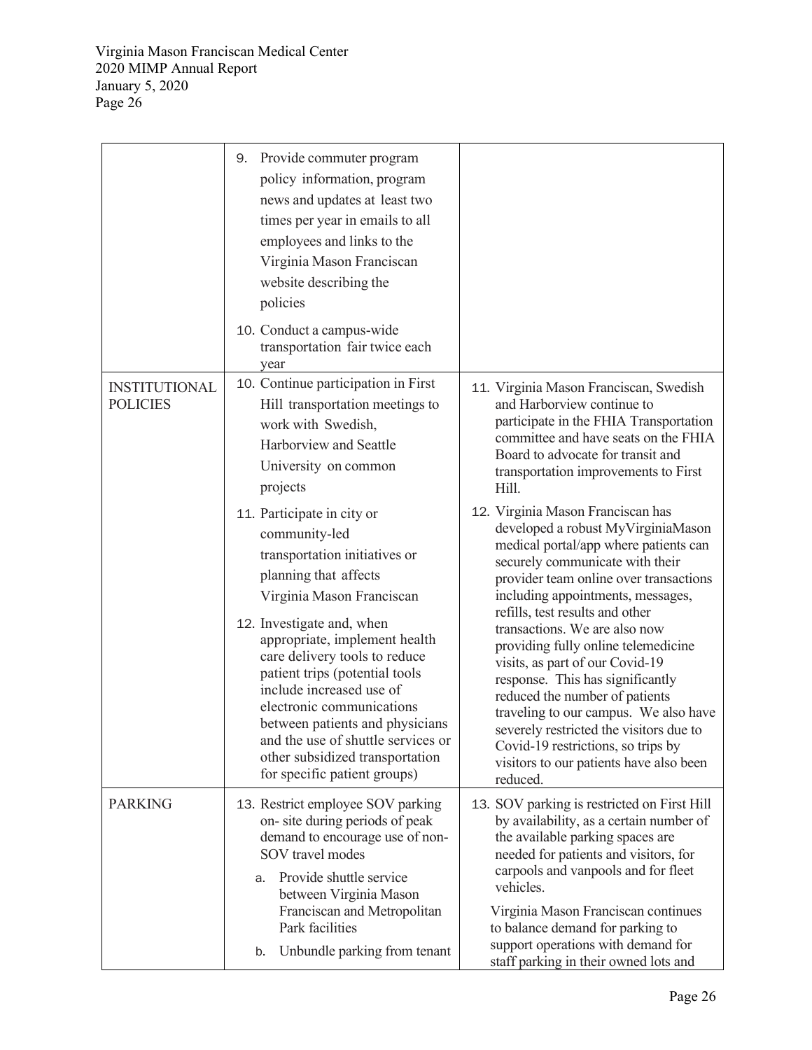| | | |
|---|---|---|
| | 9. Provide commuter program policy information, program news and updates at least two times per year in emails to all employees and links to the Virginia Mason Franciscan website describing the policies<br><br>10. Conduct a campus-wide transportation fair twice each year | |
| INSTITUTIONAL POLICIES | 10. Continue participation in First Hill transportation meetings to work with Swedish, Harborview and Seattle University on common projects<br><br>11. Participate in city or community-led transportation initiatives or planning that affects Virginia Mason Franciscan<br><br>12. Investigate and, when appropriate, implement health care delivery tools to reduce patient trips (potential tools include increased use of electronic communications between patients and physicians and the use of shuttle services or other subsidized transportation for specific patient groups) | 11. Virginia Mason Franciscan, Swedish and Harborview continue to participate in the FHIA Transportation committee and have seats on the FHIA Board to advocate for transit and transportation improvements to First Hill.<br><br>12. Virginia Mason Franciscan has developed a robust MyVirginiaMason medical portal/app where patients can securely communicate with their provider team online over transactions including appointments, messages, refills, test results and other transactions. We are also now providing fully online telemedicine visits, as part of our Covid-19 response. This has significantly reduced the number of patients traveling to our campus. We also have severely restricted the visitors due to Covid-19 restrictions, so trips by visitors to our patients have also been reduced. |
| PARKING | 13. Restrict employee SOV parking on- site during periods of peak demand to encourage use of non-SOV travel modes<br>a. Provide shuttle service between Virginia Mason Franciscan and Metropolitan Park facilities<br>b. Unbundle parking from tenant | 13. SOV parking is restricted on First Hill by availability, as a certain number of the available parking spaces are needed for patients and visitors, for carpools and vanpools and for fleet vehicles.<br><br>Virginia Mason Franciscan continues to balance demand for parking to support operations with demand for staff parking in their owned lots and |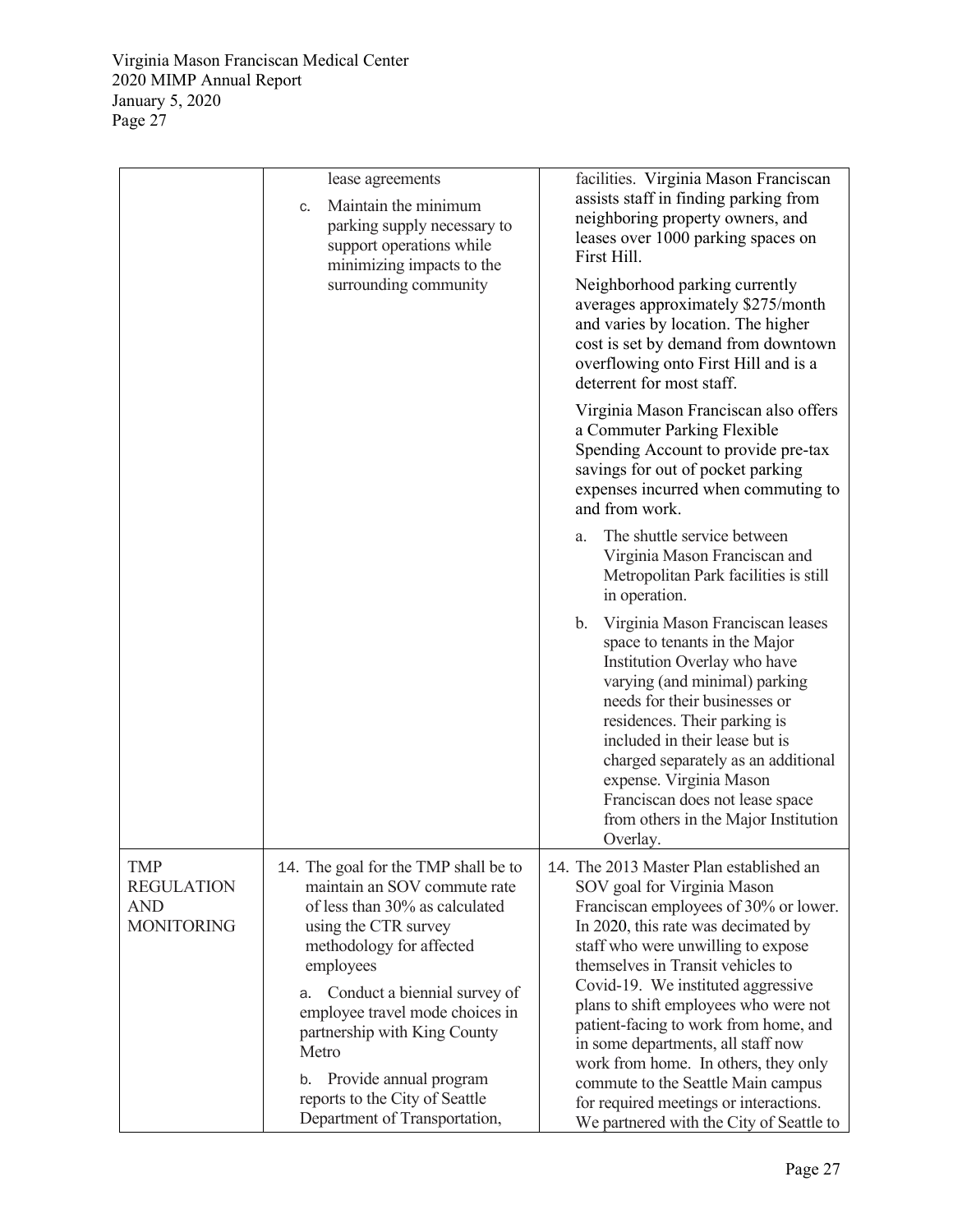| | | |
|---|---|---|
| | lease agreements<br>c. Maintain the minimum parking supply necessary to support operations while minimizing impacts to the surrounding community | facilities. Virginia Mason Franciscan assists staff in finding parking from neighboring property owners, and leases over 1000 parking spaces on First Hill.<br><br>Neighborhood parking currently averages approximately $275/month and varies by location. The higher cost is set by demand from downtown overflowing onto First Hill and is a deterrent for most staff.<br><br>Virginia Mason Franciscan also offers a Commuter Parking Flexible Spending Account to provide pre-tax savings for out of pocket parking expenses incurred when commuting to and from work.<br><br>a. The shuttle service between Virginia Mason Franciscan and Metropolitan Park facilities is still in operation.<br><br>b. Virginia Mason Franciscan leases space to tenants in the Major Institution Overlay who have varying (and minimal) parking needs for their businesses or residences. Their parking is included in their lease but is charged separately as an additional expense. Virginia Mason Franciscan does not lease space from others in the Major Institution Overlay. |
| TMP REGULATION AND MONITORING | 14. The goal for the TMP shall be to maintain an SOV commute rate of less than 30% as calculated using the CTR survey methodology for affected employees<br><br>a. Conduct a biennial survey of employee travel mode choices in partnership with King County Metro<br><br>b. Provide annual program reports to the City of Seattle Department of Transportation, | 14. The 2013 Master Plan established an SOV goal for Virginia Mason Franciscan employees of 30% or lower. In 2020, this rate was decimated by staff who were unwilling to expose themselves in Transit vehicles to Covid-19. We instituted aggressive plans to shift employees who were not patient-facing to work from home, and in some departments, all staff now work from home. In others, they only commute to the Seattle Main campus for required meetings or interactions. We partnered with the City of Seattle to |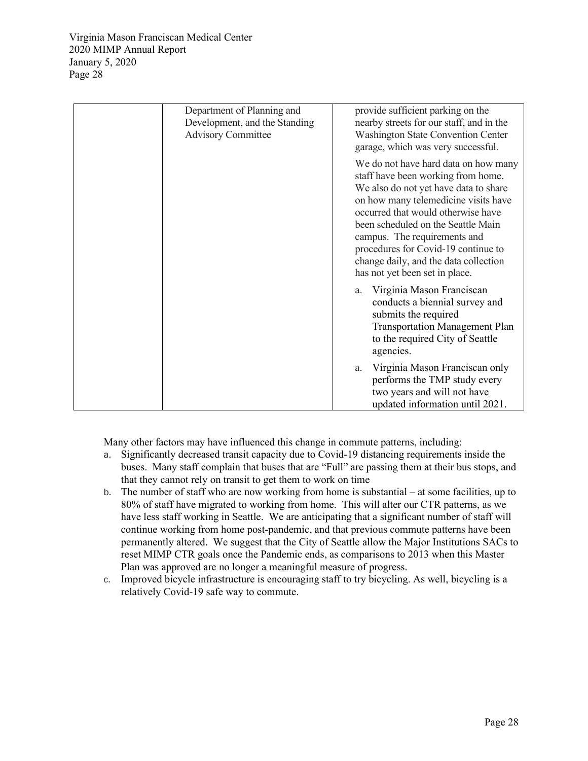| | Department of Planning and Development, and the Standing Advisory Committee | provide sufficient parking on the nearby streets for our staff, and in the Washington State Convention Center garage, which was very successful. |
|---|---|---|
| | | We do not have hard data on how many staff have been working from home. We also do not yet have data to share on how many telemedicine visits have occurred that would otherwise have been scheduled on the Seattle Main campus. The requirements and procedures for Covid-19 continue to change daily, and the data collection has not yet been set in place. |
| | | a. Virginia Mason Franciscan conducts a biennial survey and submits the required Transportation Management Plan to the required City of Seattle agencies. |
| | | a. Virginia Mason Franciscan only performs the TMP study every two years and will not have updated information until 2021. |

Many other factors may have influenced this change in commute patterns, including:

a. Significantly decreased transit capacity due to Covid-19 distancing requirements inside the buses. Many staff complain that buses that are "Full" are passing them at their bus stops, and that they cannot rely on transit to get them to work on time
b. The number of staff who are now working from home is substantial – at some facilities, up to 80% of staff have migrated to working from home. This will alter our CTR patterns, as we have less staff working in Seattle. We are anticipating that a significant number of staff will continue working from home post-pandemic, and that previous commute patterns have been permanently altered. We suggest that the City of Seattle allow the Major Institutions SACs to reset MIMP CTR goals once the Pandemic ends, as comparisons to 2013 when this Master Plan was approved are no longer a meaningful measure of progress.
c. Improved bicycle infrastructure is encouraging staff to try bicycling. As well, bicycling is a relatively Covid-19 safe way to commute.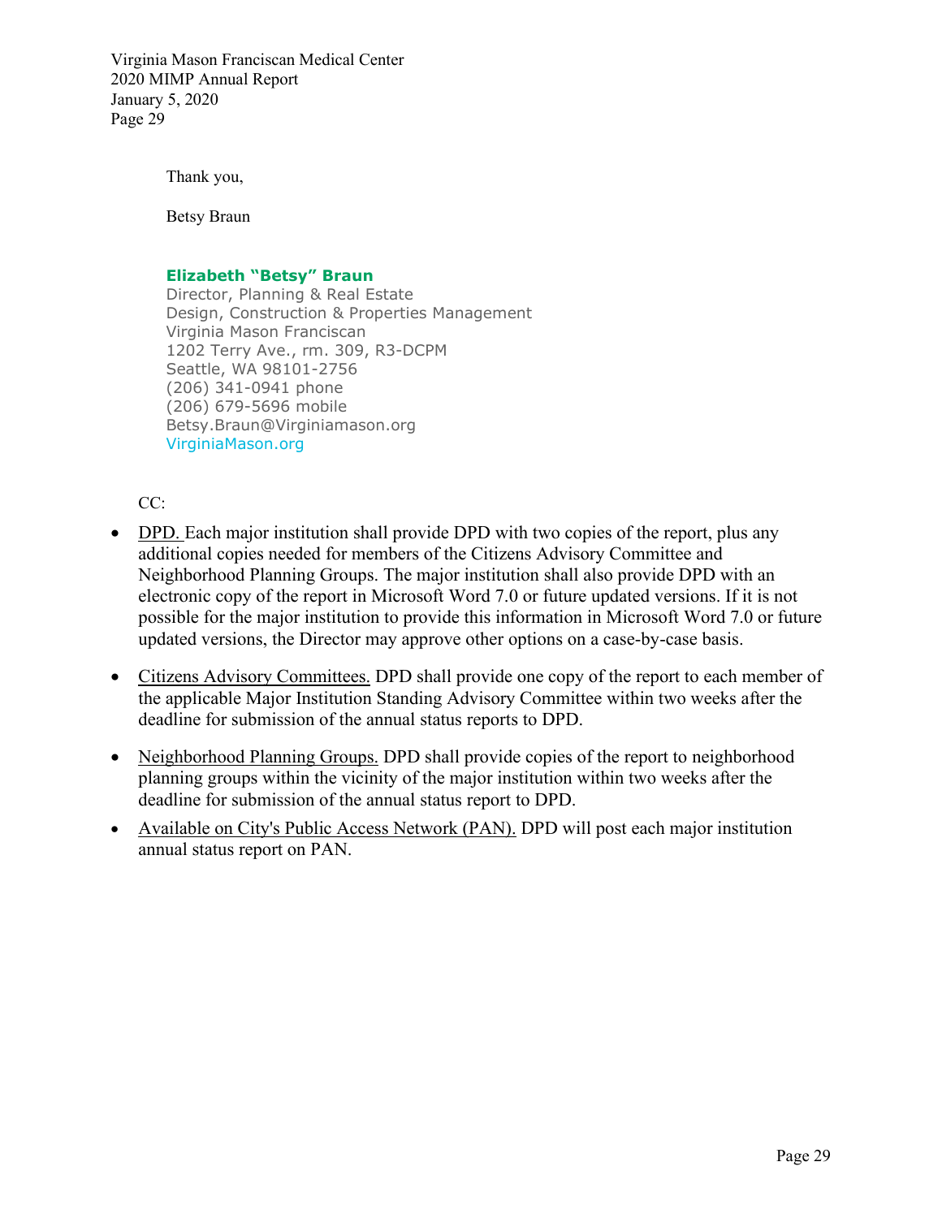Thank you,

Betsy Braun

**Elizabeth "Betsy" Braun**
Director, Planning & Real Estate
Design, Construction & Properties Management
Virginia Mason Franciscan
1202 Terry Ave., rm. 309, R3-DCPM
Seattle, WA 98101-2756
(206) 341-0941 phone
(206) 679-5696 mobile
Betsy.Braun@Virginiamason.org
VirginiaMason.org

CC:

- DPD. Each major institution shall provide DPD with two copies of the report, plus any additional copies needed for members of the Citizens Advisory Committee and Neighborhood Planning Groups. The major institution shall also provide DPD with an electronic copy of the report in Microsoft Word 7.0 or future updated versions. If it is not possible for the major institution to provide this information in Microsoft Word 7.0 or future updated versions, the Director may approve other options on a case-by-case basis.
- Citizens Advisory Committees. DPD shall provide one copy of the report to each member of the applicable Major Institution Standing Advisory Committee within two weeks after the deadline for submission of the annual status reports to DPD.
- Neighborhood Planning Groups. DPD shall provide copies of the report to neighborhood planning groups within the vicinity of the major institution within two weeks after the deadline for submission of the annual status report to DPD.
- Available on City's Public Access Network (PAN). DPD will post each major institution annual status report on PAN.